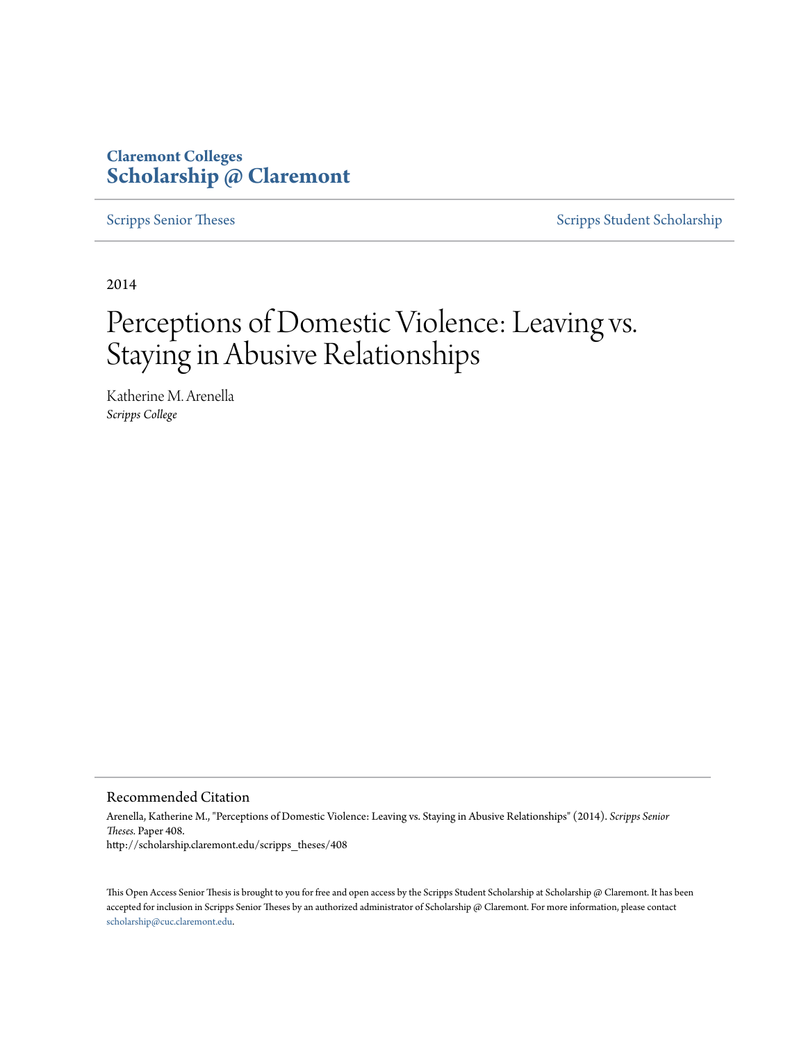Claremont Colleges
**Scholarship @ Claremont**

Scripps Senior Theses | Scripps Student Scholarship

2014

# Perceptions of Domestic Violence: Leaving vs. Staying in Abusive Relationships

Katherine M. Arenella
*Scripps College*

## Recommended Citation

Arenella, Katherine M., "Perceptions of Domestic Violence: Leaving vs. Staying in Abusive Relationships" (2014). *Scripps Senior Theses.* Paper 408.
http://scholarship.claremont.edu/scripps_theses/408

This Open Access Senior Thesis is brought to you for free and open access by the Scripps Student Scholarship at Scholarship @ Claremont. It has been accepted for inclusion in Scripps Senior Theses by an authorized administrator of Scholarship @ Claremont. For more information, please contact scholarship@cuc.claremont.edu.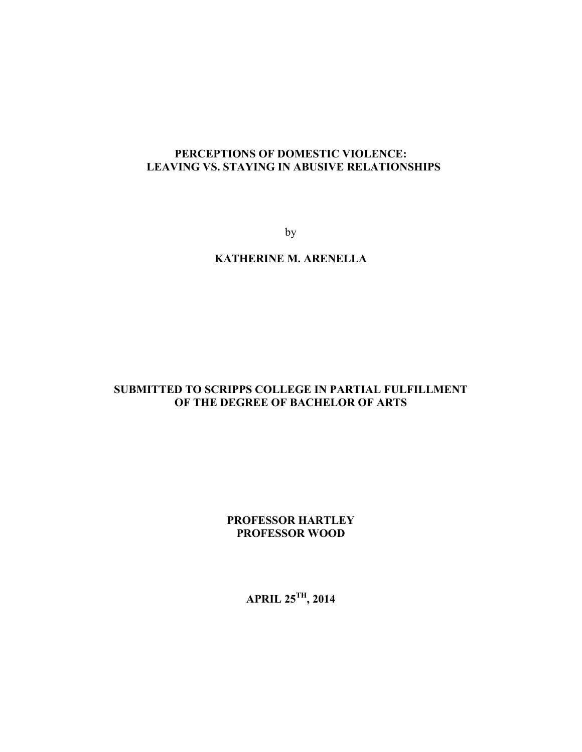**PERCEPTIONS OF DOMESTIC VIOLENCE:**
**LEAVING VS. STAYING IN ABUSIVE RELATIONSHIPS**

by

**KATHERINE M. ARENELLA**

**SUBMITTED TO SCRIPPS COLLEGE IN PARTIAL FULFILLMENT OF THE DEGREE OF BACHELOR OF ARTS**

**PROFESSOR HARTLEY**
**PROFESSOR WOOD**

**APRIL 25TH, 2014**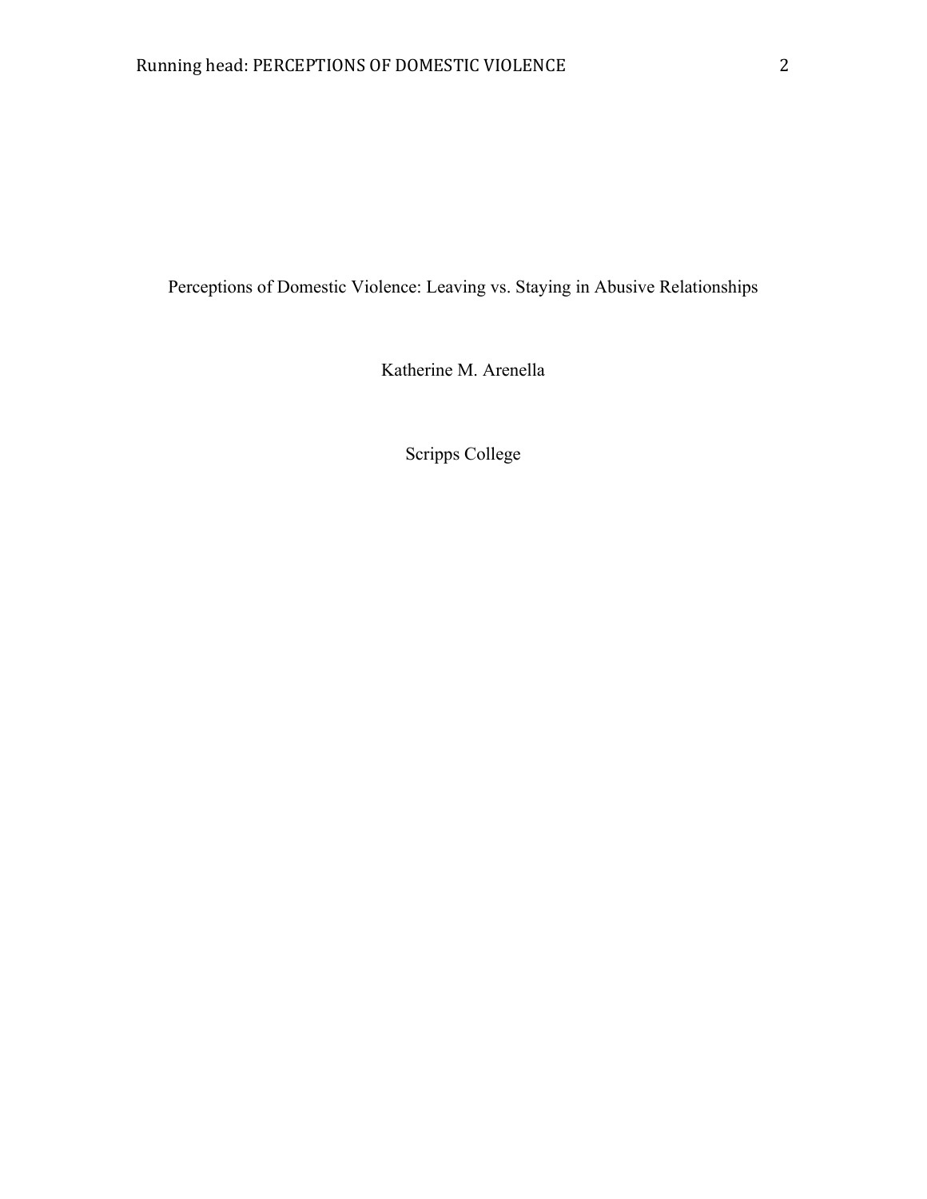Perceptions of Domestic Violence: Leaving vs. Staying in Abusive Relationships

Katherine M. Arenella

Scripps College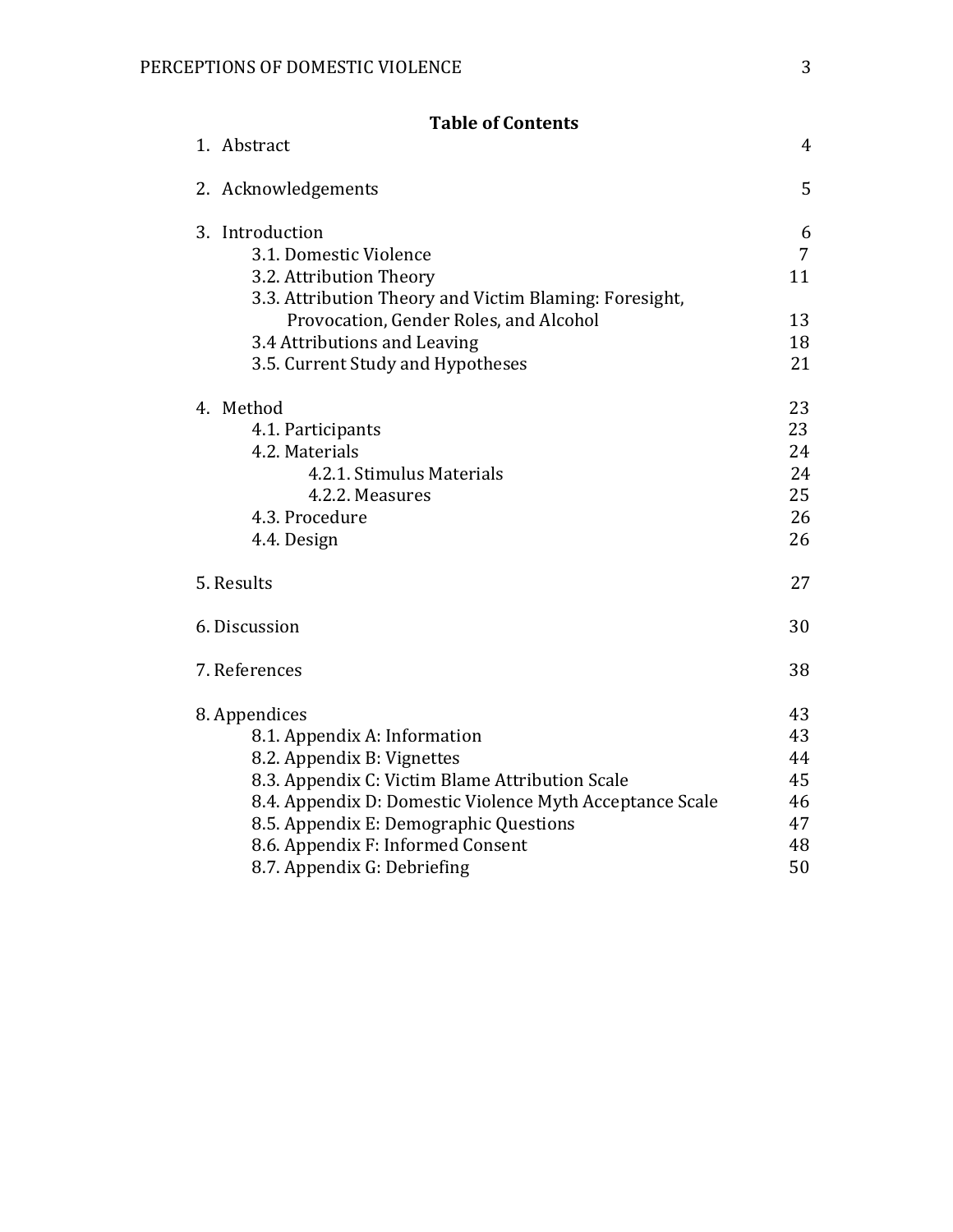## Table of Contents

| | |
|---|---|
| 1. Abstract | 4 |
| 2. Acknowledgements | 5 |
| 3. Introduction | 6 |
| 3.1. Domestic Violence | 7 |
| 3.2. Attribution Theory | 11 |
| 3.3. Attribution Theory and Victim Blaming: Foresight, Provocation, Gender Roles, and Alcohol | 13 |
| 3.4 Attributions and Leaving | 18 |
| 3.5. Current Study and Hypotheses | 21 |
| 4. Method | 23 |
| 4.1. Participants | 23 |
| 4.2. Materials | 24 |
| 4.2.1. Stimulus Materials | 24 |
| 4.2.2. Measures | 25 |
| 4.3. Procedure | 26 |
| 4.4. Design | 26 |
| 5. Results | 27 |
| 6. Discussion | 30 |
| 7. References | 38 |
| 8. Appendices | 43 |
| 8.1. Appendix A: Information | 43 |
| 8.2. Appendix B: Vignettes | 44 |
| 8.3. Appendix C: Victim Blame Attribution Scale | 45 |
| 8.4. Appendix D: Domestic Violence Myth Acceptance Scale | 46 |
| 8.5. Appendix E: Demographic Questions | 47 |
| 8.6. Appendix F: Informed Consent | 48 |
| 8.7. Appendix G: Debriefing | 50 |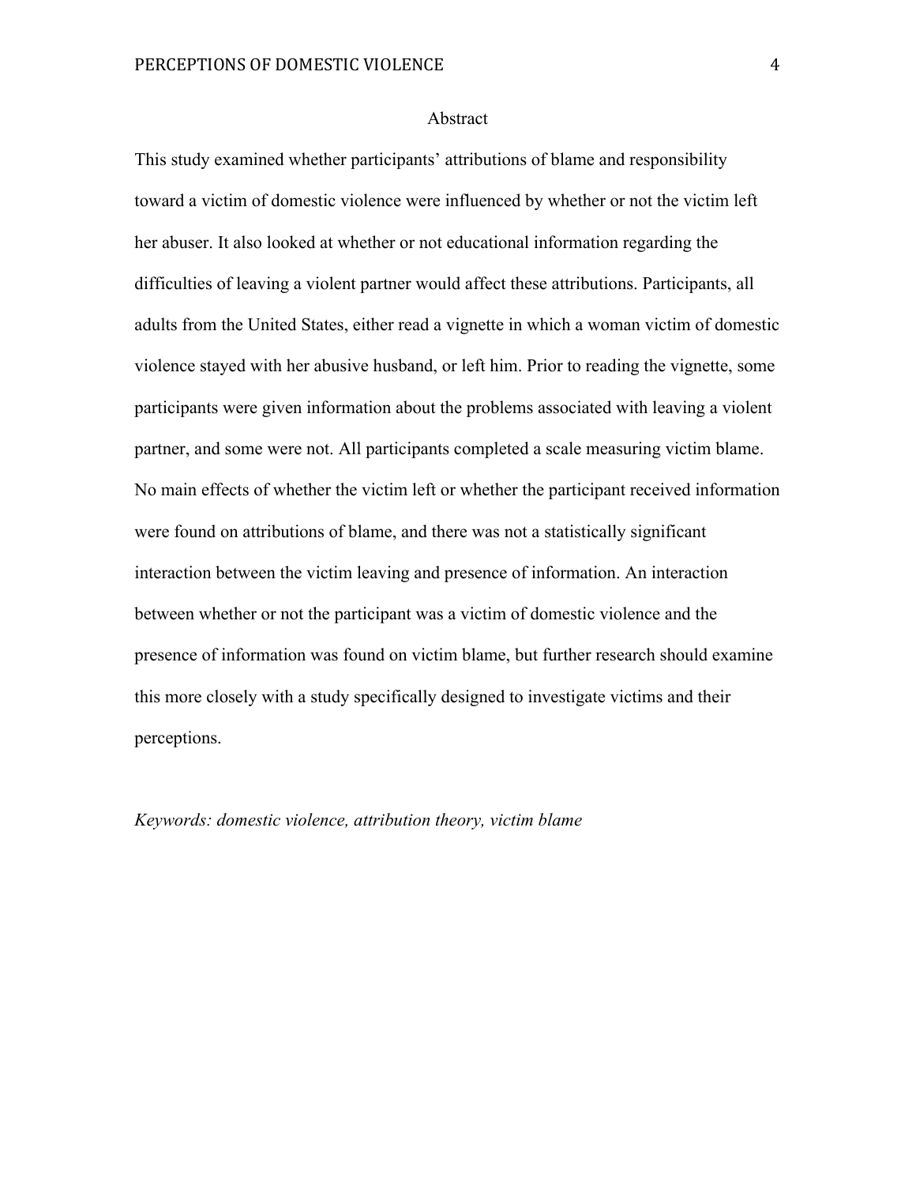## Abstract

This study examined whether participants' attributions of blame and responsibility toward a victim of domestic violence were influenced by whether or not the victim left her abuser. It also looked at whether or not educational information regarding the difficulties of leaving a violent partner would affect these attributions. Participants, all adults from the United States, either read a vignette in which a woman victim of domestic violence stayed with her abusive husband, or left him. Prior to reading the vignette, some participants were given information about the problems associated with leaving a violent partner, and some were not. All participants completed a scale measuring victim blame. No main effects of whether the victim left or whether the participant received information were found on attributions of blame, and there was not a statistically significant interaction between the victim leaving and presence of information. An interaction between whether or not the participant was a victim of domestic violence and the presence of information was found on victim blame, but further research should examine this more closely with a study specifically designed to investigate victims and their perceptions.

*Keywords: domestic violence, attribution theory, victim blame*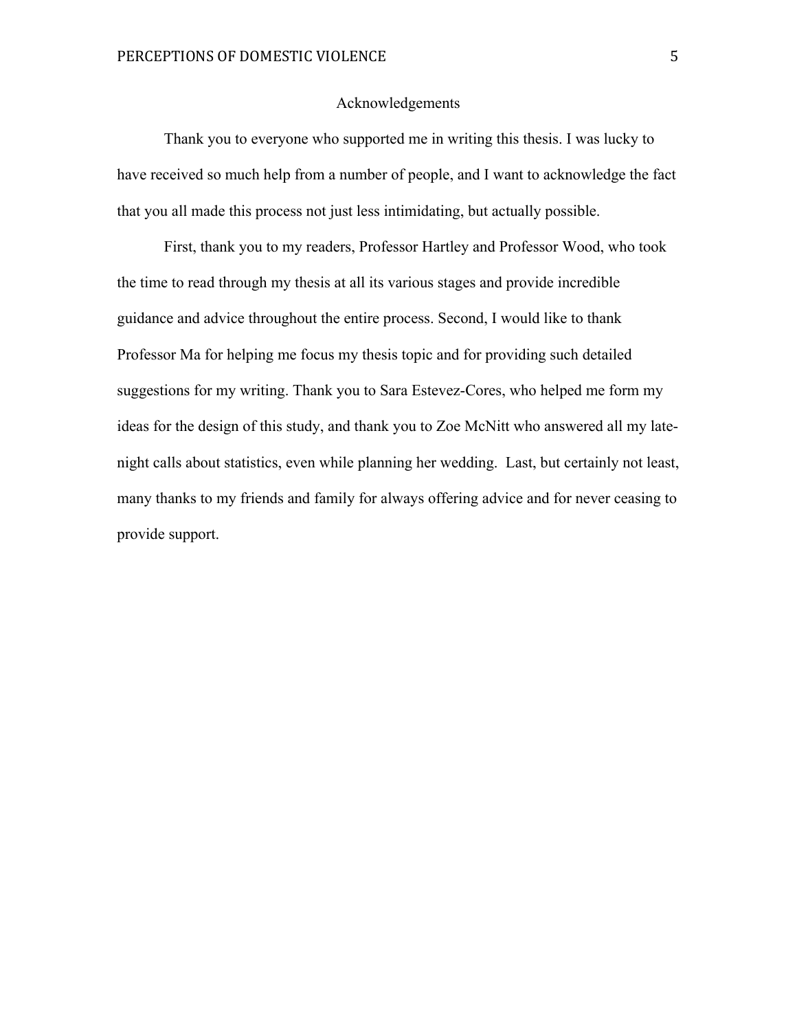# Acknowledgements

Thank you to everyone who supported me in writing this thesis. I was lucky to have received so much help from a number of people, and I want to acknowledge the fact that you all made this process not just less intimidating, but actually possible.

First, thank you to my readers, Professor Hartley and Professor Wood, who took the time to read through my thesis at all its various stages and provide incredible guidance and advice throughout the entire process. Second, I would like to thank Professor Ma for helping me focus my thesis topic and for providing such detailed suggestions for my writing. Thank you to Sara Estevez-Cores, who helped me form my ideas for the design of this study, and thank you to Zoe McNitt who answered all my late-night calls about statistics, even while planning her wedding. Last, but certainly not least, many thanks to my friends and family for always offering advice and for never ceasing to provide support.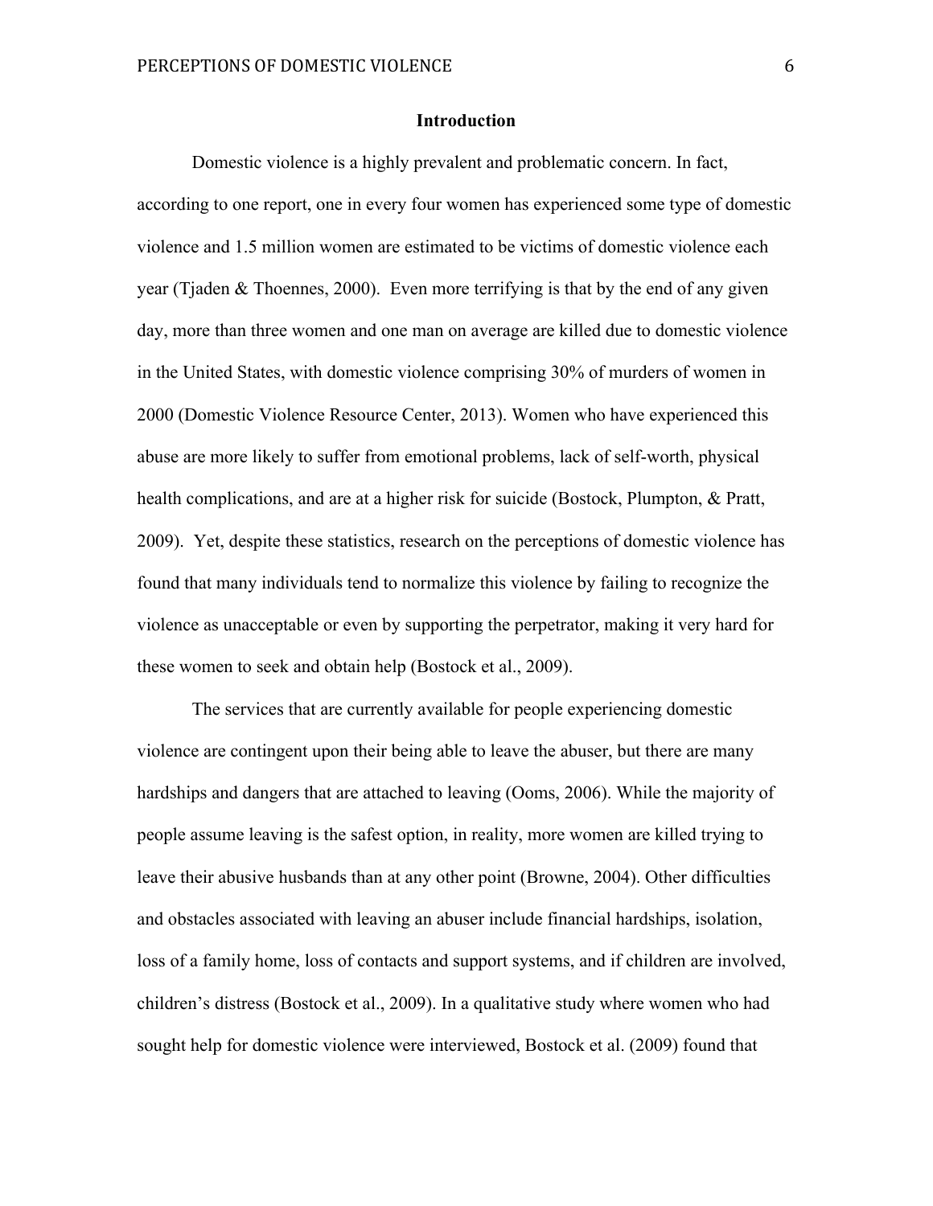## Introduction

Domestic violence is a highly prevalent and problematic concern. In fact, according to one report, one in every four women has experienced some type of domestic violence and 1.5 million women are estimated to be victims of domestic violence each year (Tjaden & Thoennes, 2000). Even more terrifying is that by the end of any given day, more than three women and one man on average are killed due to domestic violence in the United States, with domestic violence comprising 30% of murders of women in 2000 (Domestic Violence Resource Center, 2013). Women who have experienced this abuse are more likely to suffer from emotional problems, lack of self-worth, physical health complications, and are at a higher risk for suicide (Bostock, Plumpton, & Pratt, 2009). Yet, despite these statistics, research on the perceptions of domestic violence has found that many individuals tend to normalize this violence by failing to recognize the violence as unacceptable or even by supporting the perpetrator, making it very hard for these women to seek and obtain help (Bostock et al., 2009).

The services that are currently available for people experiencing domestic violence are contingent upon their being able to leave the abuser, but there are many hardships and dangers that are attached to leaving (Ooms, 2006). While the majority of people assume leaving is the safest option, in reality, more women are killed trying to leave their abusive husbands than at any other point (Browne, 2004). Other difficulties and obstacles associated with leaving an abuser include financial hardships, isolation, loss of a family home, loss of contacts and support systems, and if children are involved, children's distress (Bostock et al., 2009). In a qualitative study where women who had sought help for domestic violence were interviewed, Bostock et al. (2009) found that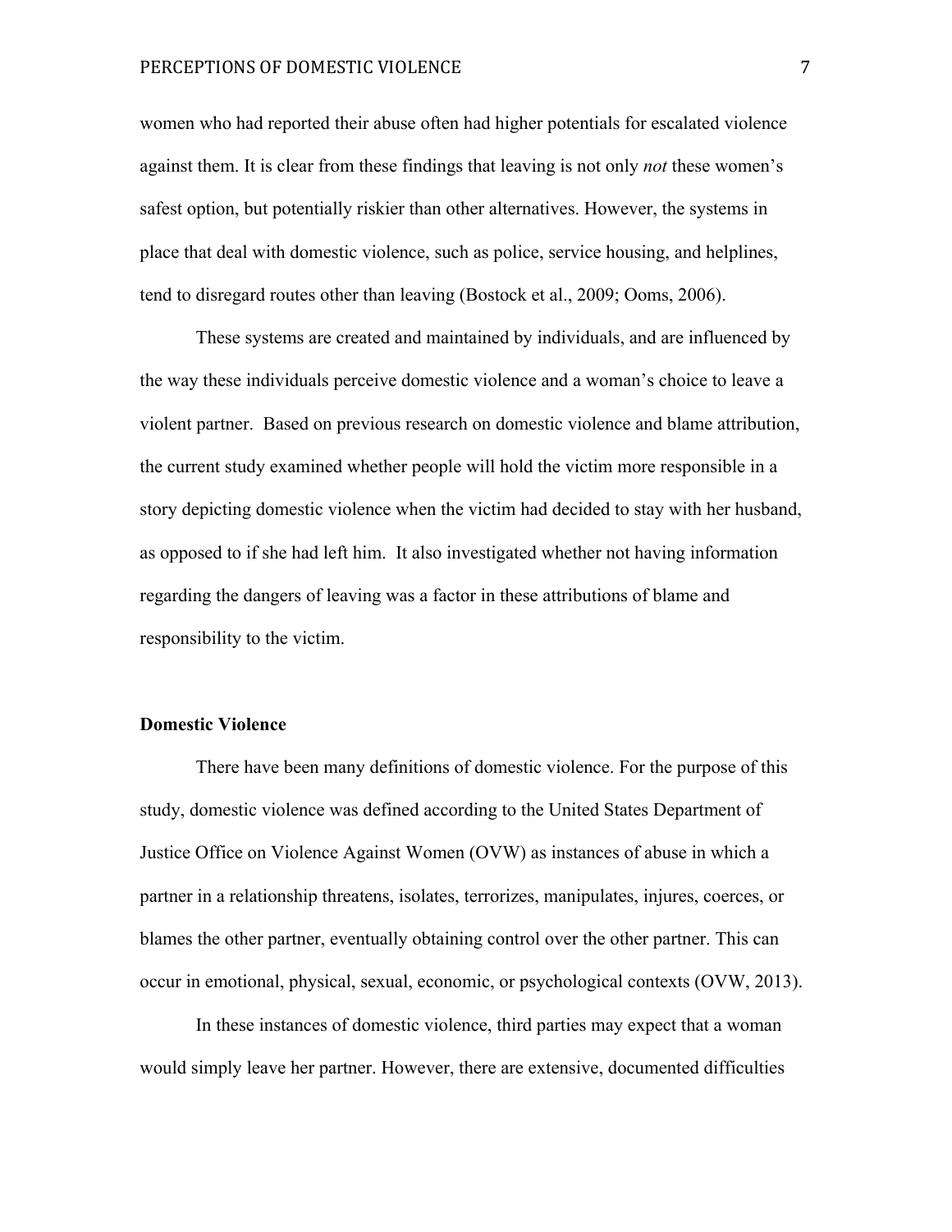women who had reported their abuse often had higher potentials for escalated violence against them. It is clear from these findings that leaving is not only *not* these women's safest option, but potentially riskier than other alternatives. However, the systems in place that deal with domestic violence, such as police, service housing, and helplines, tend to disregard routes other than leaving (Bostock et al., 2009; Ooms, 2006).

These systems are created and maintained by individuals, and are influenced by the way these individuals perceive domestic violence and a woman's choice to leave a violent partner. Based on previous research on domestic violence and blame attribution, the current study examined whether people will hold the victim more responsible in a story depicting domestic violence when the victim had decided to stay with her husband, as opposed to if she had left him. It also investigated whether not having information regarding the dangers of leaving was a factor in these attributions of blame and responsibility to the victim.

## Domestic Violence

There have been many definitions of domestic violence. For the purpose of this study, domestic violence was defined according to the United States Department of Justice Office on Violence Against Women (OVW) as instances of abuse in which a partner in a relationship threatens, isolates, terrorizes, manipulates, injures, coerces, or blames the other partner, eventually obtaining control over the other partner. This can occur in emotional, physical, sexual, economic, or psychological contexts (OVW, 2013).

In these instances of domestic violence, third parties may expect that a woman would simply leave her partner. However, there are extensive, documented difficulties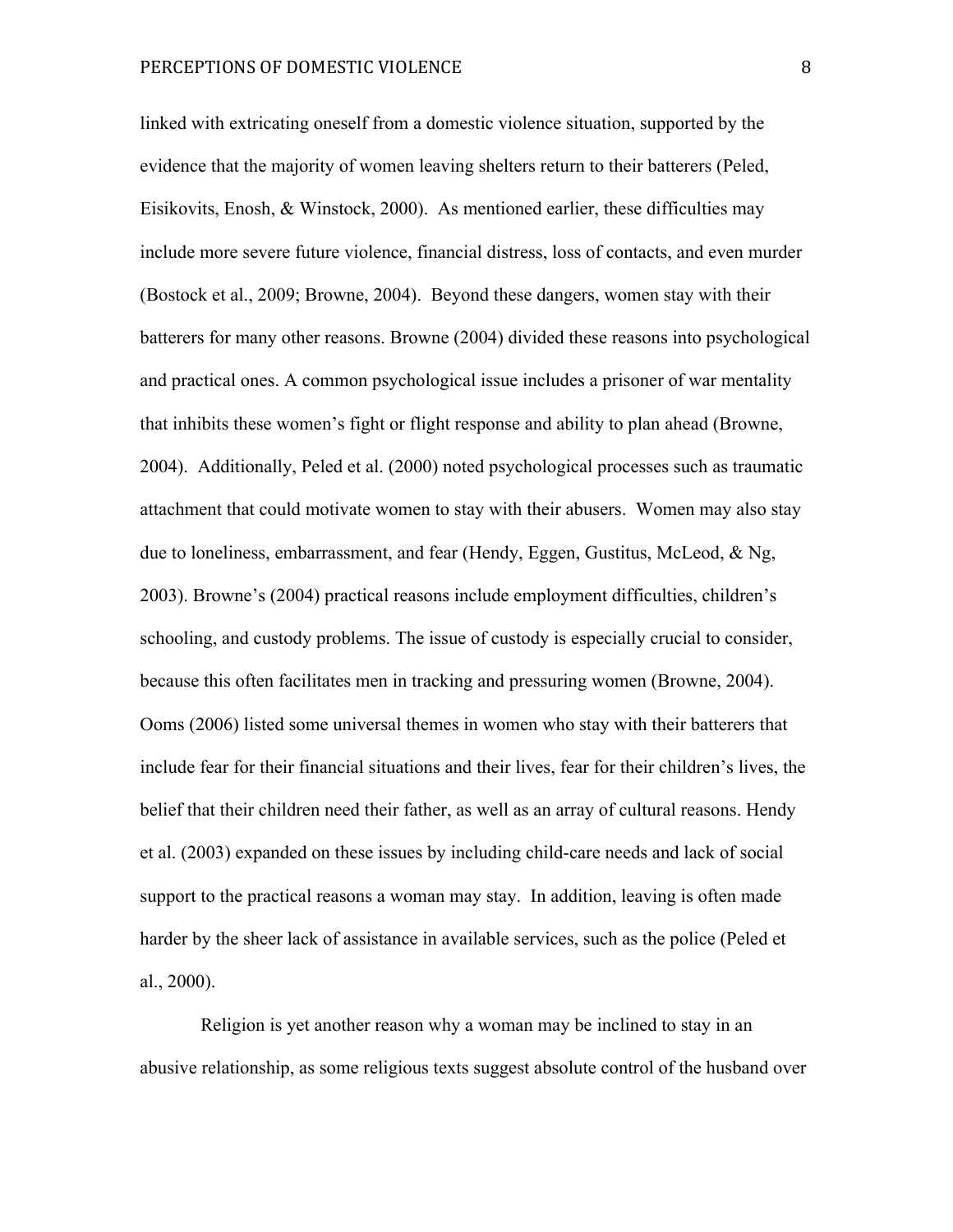linked with extricating oneself from a domestic violence situation, supported by the evidence that the majority of women leaving shelters return to their batterers (Peled, Eisikovits, Enosh, & Winstock, 2000). As mentioned earlier, these difficulties may include more severe future violence, financial distress, loss of contacts, and even murder (Bostock et al., 2009; Browne, 2004). Beyond these dangers, women stay with their batterers for many other reasons. Browne (2004) divided these reasons into psychological and practical ones. A common psychological issue includes a prisoner of war mentality that inhibits these women's fight or flight response and ability to plan ahead (Browne, 2004). Additionally, Peled et al. (2000) noted psychological processes such as traumatic attachment that could motivate women to stay with their abusers. Women may also stay due to loneliness, embarrassment, and fear (Hendy, Eggen, Gustitus, McLeod, & Ng, 2003). Browne's (2004) practical reasons include employment difficulties, children's schooling, and custody problems. The issue of custody is especially crucial to consider, because this often facilitates men in tracking and pressuring women (Browne, 2004). Ooms (2006) listed some universal themes in women who stay with their batterers that include fear for their financial situations and their lives, fear for their children's lives, the belief that their children need their father, as well as an array of cultural reasons. Hendy et al. (2003) expanded on these issues by including child-care needs and lack of social support to the practical reasons a woman may stay. In addition, leaving is often made harder by the sheer lack of assistance in available services, such as the police (Peled et al., 2000).

Religion is yet another reason why a woman may be inclined to stay in an abusive relationship, as some religious texts suggest absolute control of the husband over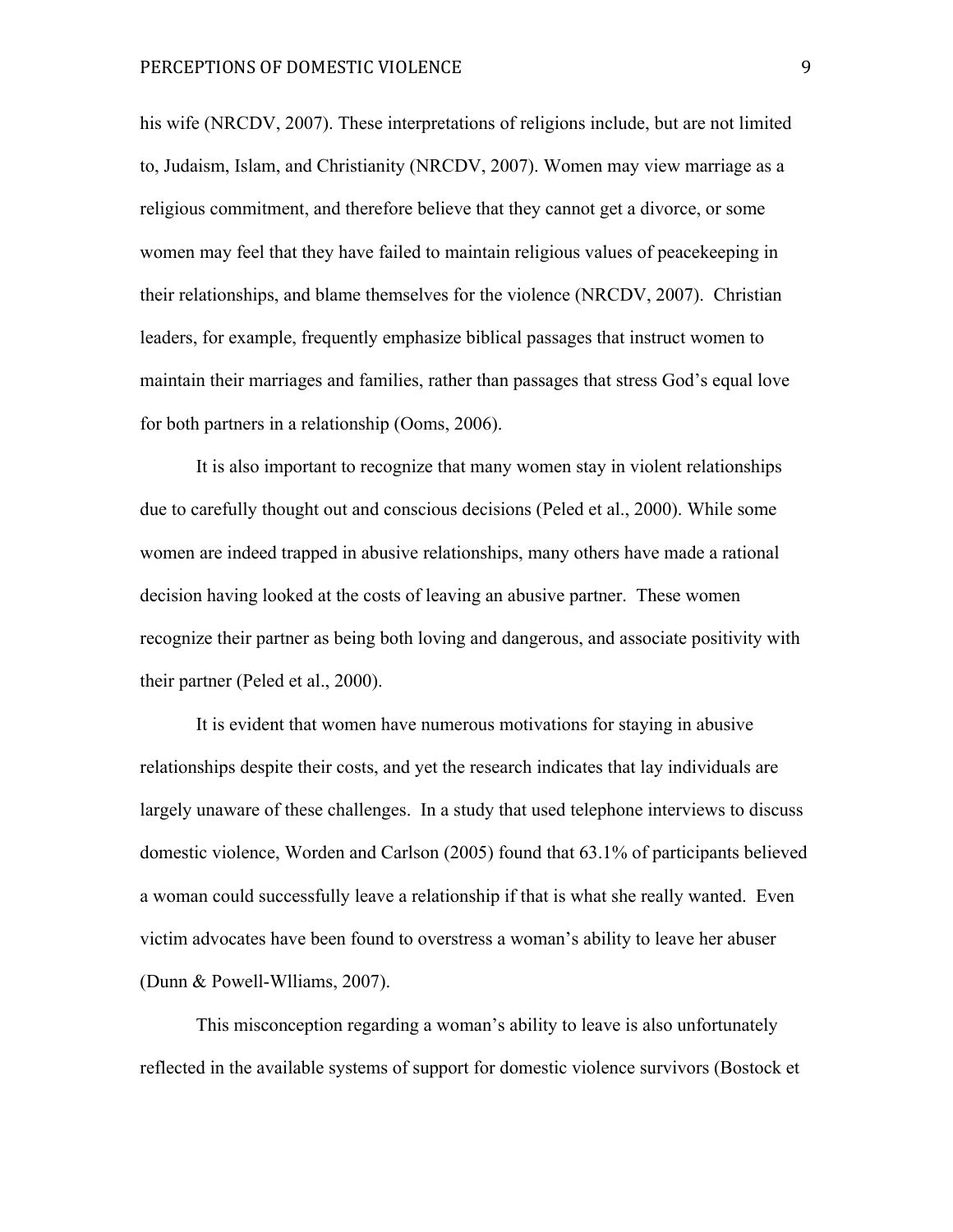his wife (NRCDV, 2007). These interpretations of religions include, but are not limited to, Judaism, Islam, and Christianity (NRCDV, 2007). Women may view marriage as a religious commitment, and therefore believe that they cannot get a divorce, or some women may feel that they have failed to maintain religious values of peacekeeping in their relationships, and blame themselves for the violence (NRCDV, 2007). Christian leaders, for example, frequently emphasize biblical passages that instruct women to maintain their marriages and families, rather than passages that stress God's equal love for both partners in a relationship (Ooms, 2006).

It is also important to recognize that many women stay in violent relationships due to carefully thought out and conscious decisions (Peled et al., 2000). While some women are indeed trapped in abusive relationships, many others have made a rational decision having looked at the costs of leaving an abusive partner. These women recognize their partner as being both loving and dangerous, and associate positivity with their partner (Peled et al., 2000).

It is evident that women have numerous motivations for staying in abusive relationships despite their costs, and yet the research indicates that lay individuals are largely unaware of these challenges. In a study that used telephone interviews to discuss domestic violence, Worden and Carlson (2005) found that 63.1% of participants believed a woman could successfully leave a relationship if that is what she really wanted. Even victim advocates have been found to overstress a woman's ability to leave her abuser (Dunn & Powell-Wlliams, 2007).

This misconception regarding a woman's ability to leave is also unfortunately reflected in the available systems of support for domestic violence survivors (Bostock et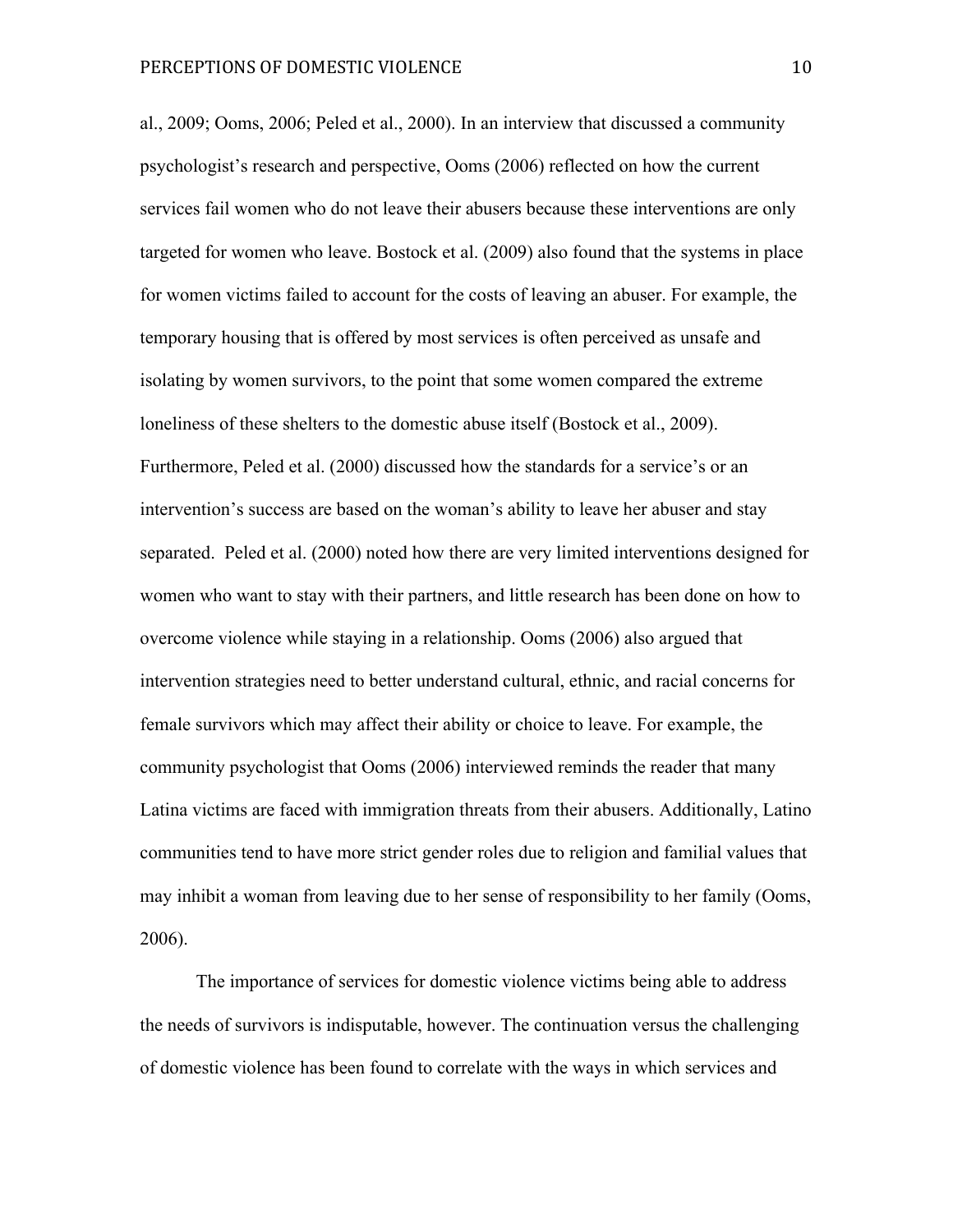al., 2009; Ooms, 2006; Peled et al., 2000). In an interview that discussed a community psychologist's research and perspective, Ooms (2006) reflected on how the current services fail women who do not leave their abusers because these interventions are only targeted for women who leave. Bostock et al. (2009) also found that the systems in place for women victims failed to account for the costs of leaving an abuser. For example, the temporary housing that is offered by most services is often perceived as unsafe and isolating by women survivors, to the point that some women compared the extreme loneliness of these shelters to the domestic abuse itself (Bostock et al., 2009). Furthermore, Peled et al. (2000) discussed how the standards for a service's or an intervention's success are based on the woman's ability to leave her abuser and stay separated. Peled et al. (2000) noted how there are very limited interventions designed for women who want to stay with their partners, and little research has been done on how to overcome violence while staying in a relationship. Ooms (2006) also argued that intervention strategies need to better understand cultural, ethnic, and racial concerns for female survivors which may affect their ability or choice to leave. For example, the community psychologist that Ooms (2006) interviewed reminds the reader that many Latina victims are faced with immigration threats from their abusers. Additionally, Latino communities tend to have more strict gender roles due to religion and familial values that may inhibit a woman from leaving due to her sense of responsibility to her family (Ooms, 2006).

The importance of services for domestic violence victims being able to address the needs of survivors is indisputable, however. The continuation versus the challenging of domestic violence has been found to correlate with the ways in which services and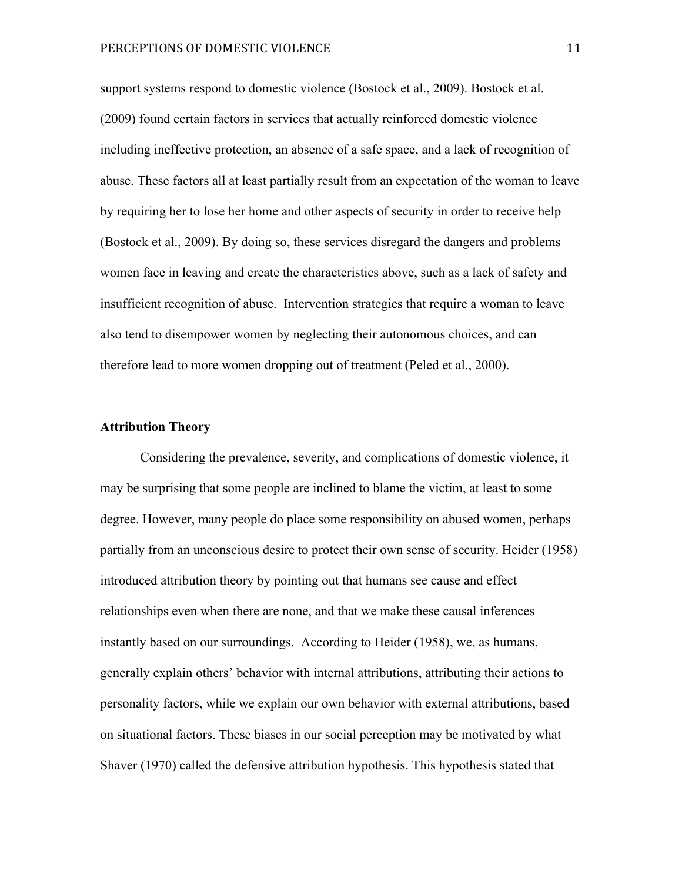support systems respond to domestic violence (Bostock et al., 2009). Bostock et al. (2009) found certain factors in services that actually reinforced domestic violence including ineffective protection, an absence of a safe space, and a lack of recognition of abuse. These factors all at least partially result from an expectation of the woman to leave by requiring her to lose her home and other aspects of security in order to receive help (Bostock et al., 2009). By doing so, these services disregard the dangers and problems women face in leaving and create the characteristics above, such as a lack of safety and insufficient recognition of abuse. Intervention strategies that require a woman to leave also tend to disempower women by neglecting their autonomous choices, and can therefore lead to more women dropping out of treatment (Peled et al., 2000).

**Attribution Theory**

Considering the prevalence, severity, and complications of domestic violence, it may be surprising that some people are inclined to blame the victim, at least to some degree. However, many people do place some responsibility on abused women, perhaps partially from an unconscious desire to protect their own sense of security. Heider (1958) introduced attribution theory by pointing out that humans see cause and effect relationships even when there are none, and that we make these causal inferences instantly based on our surroundings. According to Heider (1958), we, as humans, generally explain others' behavior with internal attributions, attributing their actions to personality factors, while we explain our own behavior with external attributions, based on situational factors. These biases in our social perception may be motivated by what Shaver (1970) called the defensive attribution hypothesis. This hypothesis stated that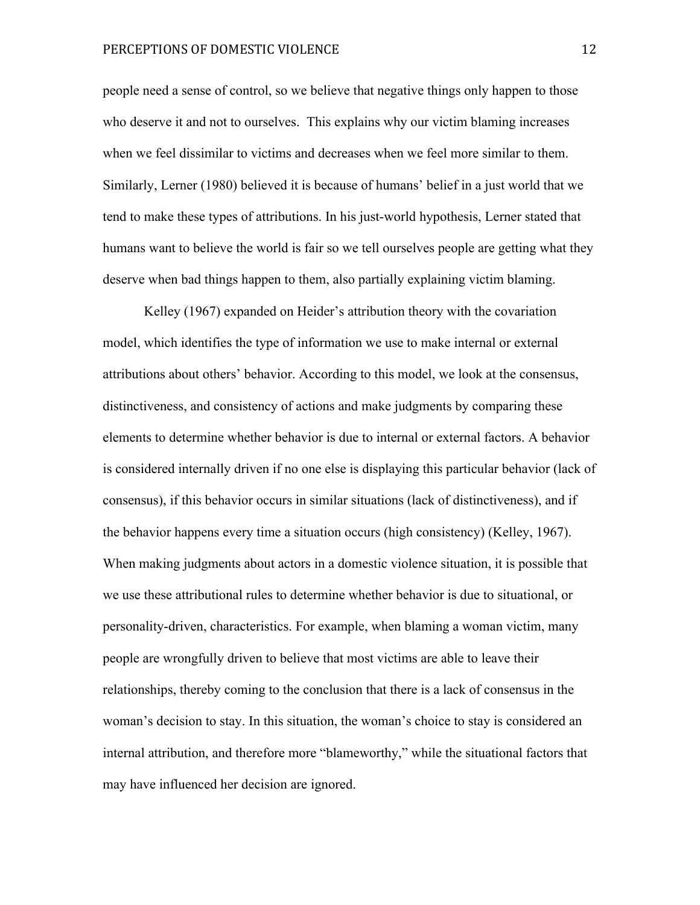people need a sense of control, so we believe that negative things only happen to those who deserve it and not to ourselves. This explains why our victim blaming increases when we feel dissimilar to victims and decreases when we feel more similar to them. Similarly, Lerner (1980) believed it is because of humans' belief in a just world that we tend to make these types of attributions. In his just-world hypothesis, Lerner stated that humans want to believe the world is fair so we tell ourselves people are getting what they deserve when bad things happen to them, also partially explaining victim blaming.

Kelley (1967) expanded on Heider's attribution theory with the covariation model, which identifies the type of information we use to make internal or external attributions about others' behavior. According to this model, we look at the consensus, distinctiveness, and consistency of actions and make judgments by comparing these elements to determine whether behavior is due to internal or external factors. A behavior is considered internally driven if no one else is displaying this particular behavior (lack of consensus), if this behavior occurs in similar situations (lack of distinctiveness), and if the behavior happens every time a situation occurs (high consistency) (Kelley, 1967). When making judgments about actors in a domestic violence situation, it is possible that we use these attributional rules to determine whether behavior is due to situational, or personality-driven, characteristics. For example, when blaming a woman victim, many people are wrongfully driven to believe that most victims are able to leave their relationships, thereby coming to the conclusion that there is a lack of consensus in the woman's decision to stay. In this situation, the woman's choice to stay is considered an internal attribution, and therefore more "blameworthy," while the situational factors that may have influenced her decision are ignored.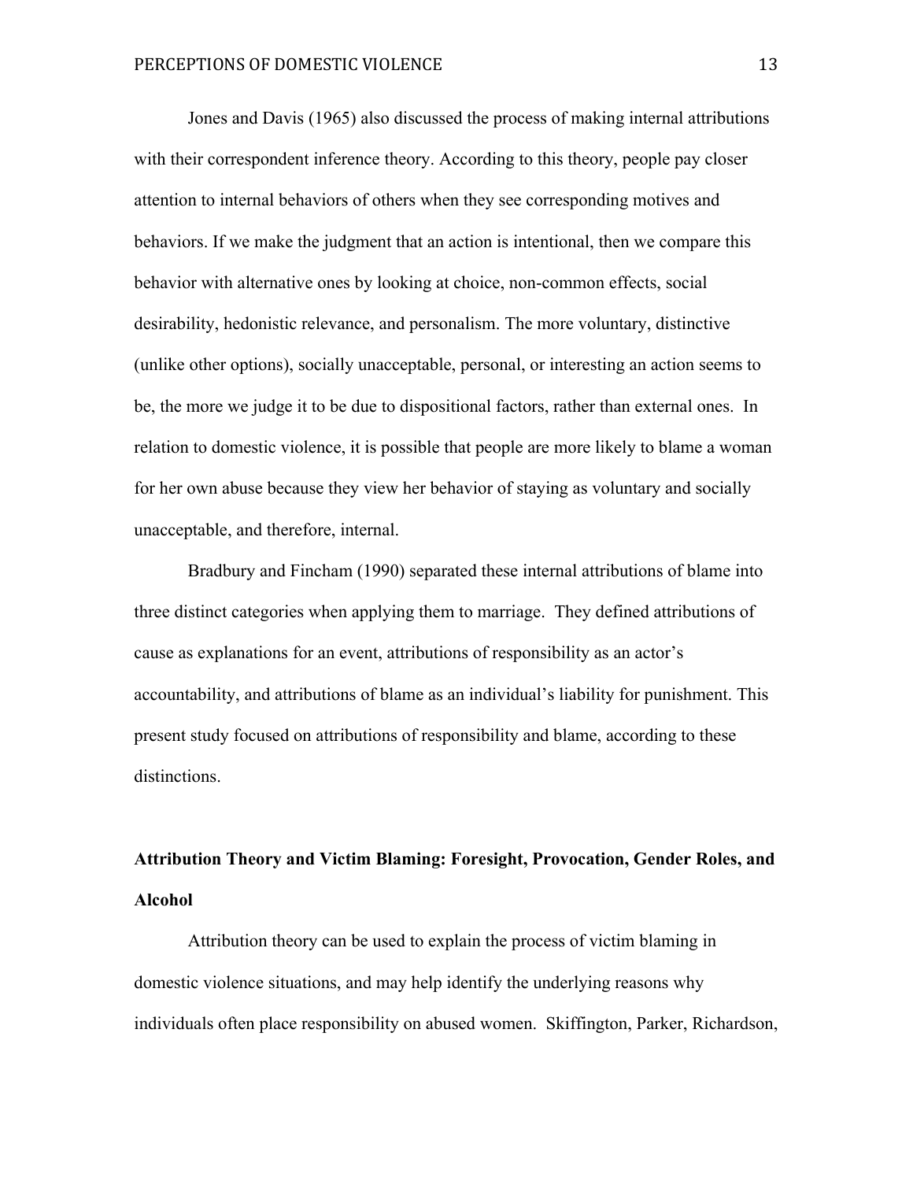Jones and Davis (1965) also discussed the process of making internal attributions with their correspondent inference theory. According to this theory, people pay closer attention to internal behaviors of others when they see corresponding motives and behaviors. If we make the judgment that an action is intentional, then we compare this behavior with alternative ones by looking at choice, non-common effects, social desirability, hedonistic relevance, and personalism. The more voluntary, distinctive (unlike other options), socially unacceptable, personal, or interesting an action seems to be, the more we judge it to be due to dispositional factors, rather than external ones. In relation to domestic violence, it is possible that people are more likely to blame a woman for her own abuse because they view her behavior of staying as voluntary and socially unacceptable, and therefore, internal.

Bradbury and Fincham (1990) separated these internal attributions of blame into three distinct categories when applying them to marriage. They defined attributions of cause as explanations for an event, attributions of responsibility as an actor's accountability, and attributions of blame as an individual's liability for punishment. This present study focused on attributions of responsibility and blame, according to these distinctions.

## Attribution Theory and Victim Blaming: Foresight, Provocation, Gender Roles, and Alcohol

Attribution theory can be used to explain the process of victim blaming in domestic violence situations, and may help identify the underlying reasons why individuals often place responsibility on abused women. Skiffington, Parker, Richardson,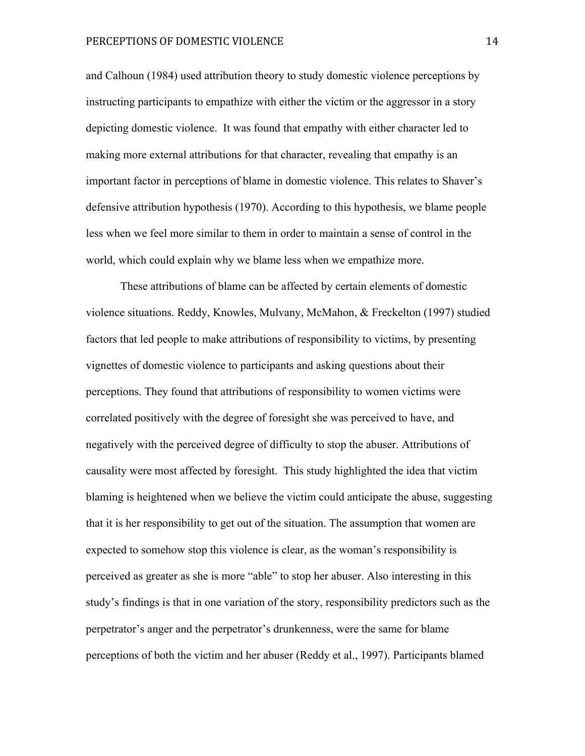and Calhoun (1984) used attribution theory to study domestic violence perceptions by instructing participants to empathize with either the victim or the aggressor in a story depicting domestic violence. It was found that empathy with either character led to making more external attributions for that character, revealing that empathy is an important factor in perceptions of blame in domestic violence. This relates to Shaver's defensive attribution hypothesis (1970). According to this hypothesis, we blame people less when we feel more similar to them in order to maintain a sense of control in the world, which could explain why we blame less when we empathize more.

These attributions of blame can be affected by certain elements of domestic violence situations. Reddy, Knowles, Mulvany, McMahon, & Freckelton (1997) studied factors that led people to make attributions of responsibility to victims, by presenting vignettes of domestic violence to participants and asking questions about their perceptions. They found that attributions of responsibility to women victims were correlated positively with the degree of foresight she was perceived to have, and negatively with the perceived degree of difficulty to stop the abuser. Attributions of causality were most affected by foresight. This study highlighted the idea that victim blaming is heightened when we believe the victim could anticipate the abuse, suggesting that it is her responsibility to get out of the situation. The assumption that women are expected to somehow stop this violence is clear, as the woman's responsibility is perceived as greater as she is more "able" to stop her abuser. Also interesting in this study's findings is that in one variation of the story, responsibility predictors such as the perpetrator's anger and the perpetrator's drunkenness, were the same for blame perceptions of both the victim and her abuser (Reddy et al., 1997). Participants blamed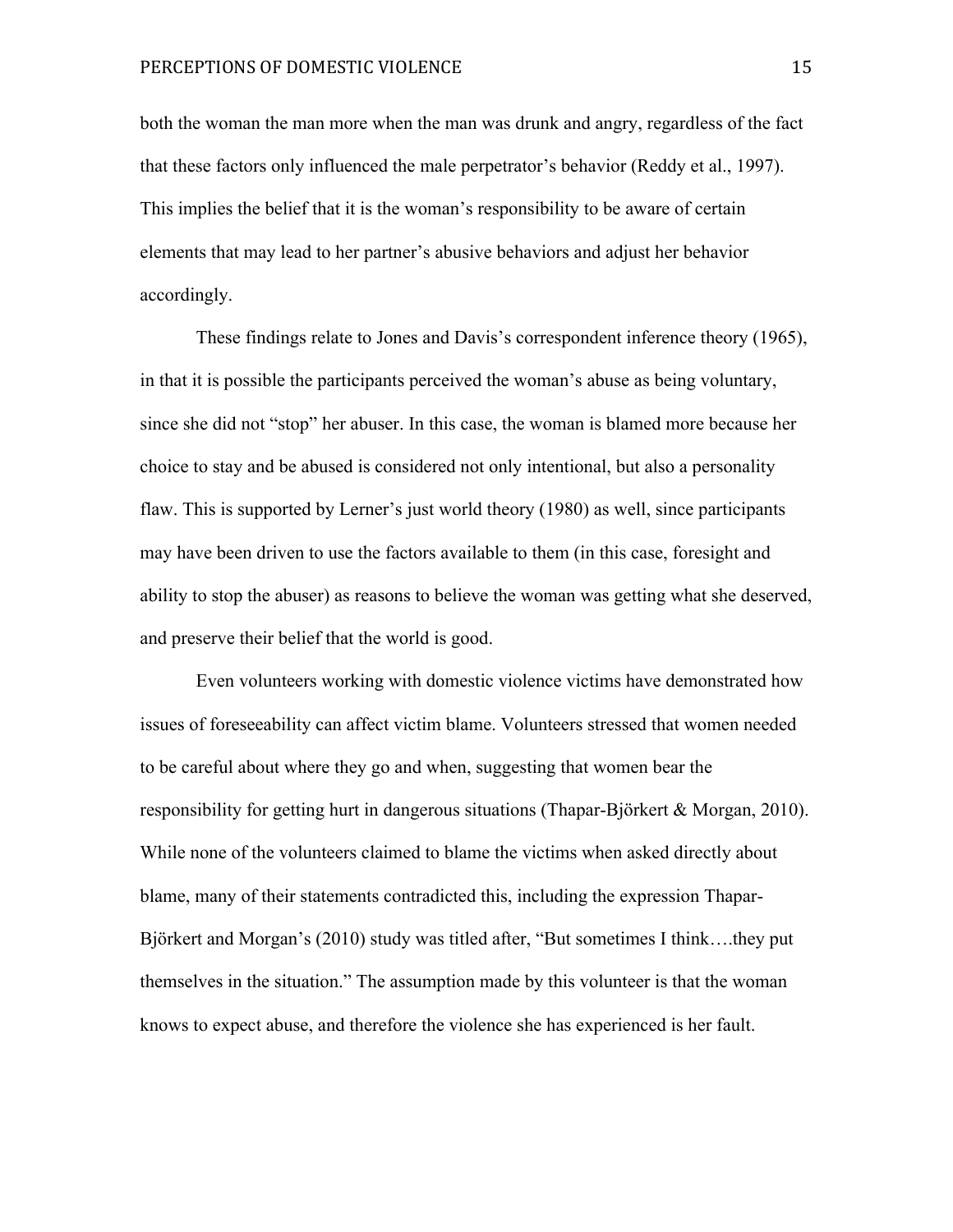both the woman the man more when the man was drunk and angry, regardless of the fact that these factors only influenced the male perpetrator's behavior (Reddy et al., 1997). This implies the belief that it is the woman's responsibility to be aware of certain elements that may lead to her partner's abusive behaviors and adjust her behavior accordingly.

These findings relate to Jones and Davis's correspondent inference theory (1965), in that it is possible the participants perceived the woman's abuse as being voluntary, since she did not "stop" her abuser. In this case, the woman is blamed more because her choice to stay and be abused is considered not only intentional, but also a personality flaw. This is supported by Lerner's just world theory (1980) as well, since participants may have been driven to use the factors available to them (in this case, foresight and ability to stop the abuser) as reasons to believe the woman was getting what she deserved, and preserve their belief that the world is good.

Even volunteers working with domestic violence victims have demonstrated how issues of foreseeability can affect victim blame. Volunteers stressed that women needed to be careful about where they go and when, suggesting that women bear the responsibility for getting hurt in dangerous situations (Thapar-Björkert & Morgan, 2010). While none of the volunteers claimed to blame the victims when asked directly about blame, many of their statements contradicted this, including the expression Thapar-Björkert and Morgan's (2010) study was titled after, "But sometimes I think….they put themselves in the situation." The assumption made by this volunteer is that the woman knows to expect abuse, and therefore the violence she has experienced is her fault.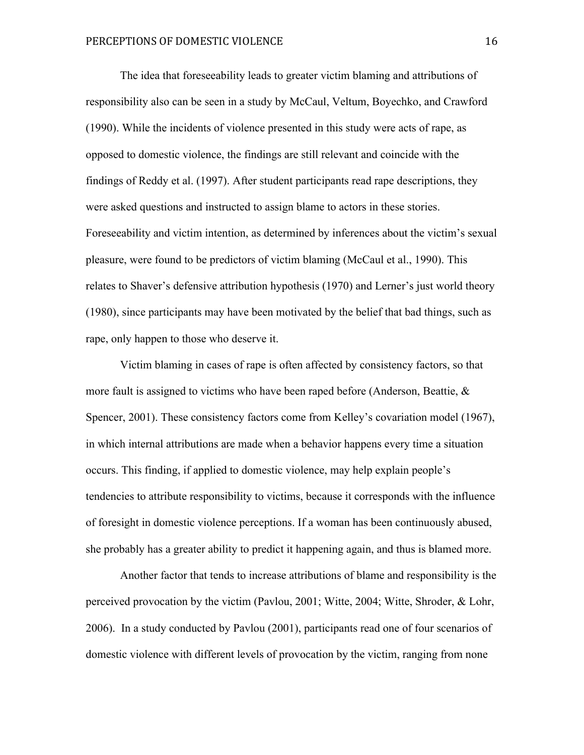The idea that foreseeability leads to greater victim blaming and attributions of responsibility also can be seen in a study by McCaul, Veltum, Boyechko, and Crawford (1990). While the incidents of violence presented in this study were acts of rape, as opposed to domestic violence, the findings are still relevant and coincide with the findings of Reddy et al. (1997). After student participants read rape descriptions, they were asked questions and instructed to assign blame to actors in these stories. Foreseeability and victim intention, as determined by inferences about the victim's sexual pleasure, were found to be predictors of victim blaming (McCaul et al., 1990). This relates to Shaver's defensive attribution hypothesis (1970) and Lerner's just world theory (1980), since participants may have been motivated by the belief that bad things, such as rape, only happen to those who deserve it.

Victim blaming in cases of rape is often affected by consistency factors, so that more fault is assigned to victims who have been raped before (Anderson, Beattie, & Spencer, 2001). These consistency factors come from Kelley's covariation model (1967), in which internal attributions are made when a behavior happens every time a situation occurs. This finding, if applied to domestic violence, may help explain people's tendencies to attribute responsibility to victims, because it corresponds with the influence of foresight in domestic violence perceptions. If a woman has been continuously abused, she probably has a greater ability to predict it happening again, and thus is blamed more.

Another factor that tends to increase attributions of blame and responsibility is the perceived provocation by the victim (Pavlou, 2001; Witte, 2004; Witte, Shroder, & Lohr, 2006). In a study conducted by Pavlou (2001), participants read one of four scenarios of domestic violence with different levels of provocation by the victim, ranging from none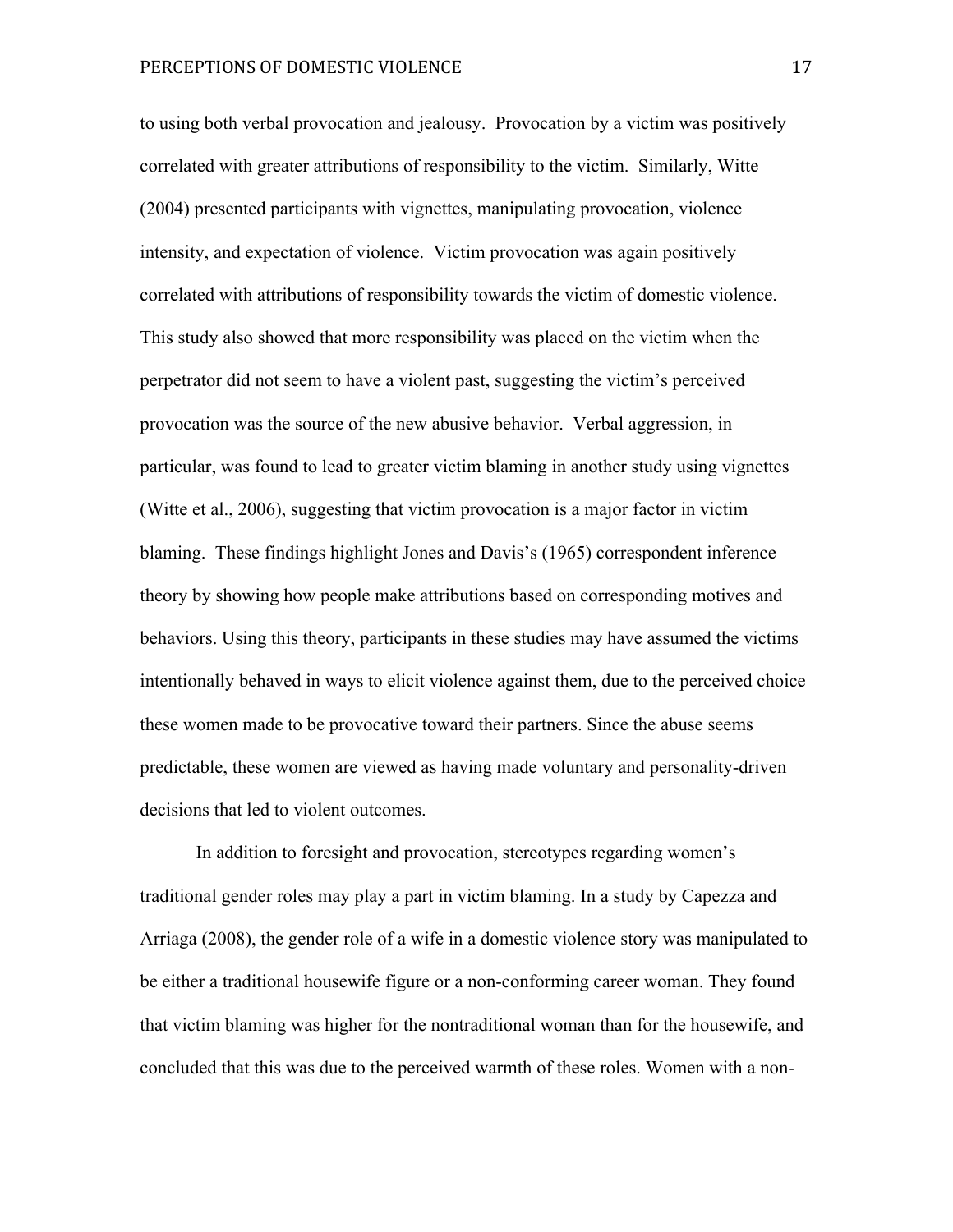to using both verbal provocation and jealousy. Provocation by a victim was positively correlated with greater attributions of responsibility to the victim. Similarly, Witte (2004) presented participants with vignettes, manipulating provocation, violence intensity, and expectation of violence. Victim provocation was again positively correlated with attributions of responsibility towards the victim of domestic violence. This study also showed that more responsibility was placed on the victim when the perpetrator did not seem to have a violent past, suggesting the victim's perceived provocation was the source of the new abusive behavior. Verbal aggression, in particular, was found to lead to greater victim blaming in another study using vignettes (Witte et al., 2006), suggesting that victim provocation is a major factor in victim blaming. These findings highlight Jones and Davis's (1965) correspondent inference theory by showing how people make attributions based on corresponding motives and behaviors. Using this theory, participants in these studies may have assumed the victims intentionally behaved in ways to elicit violence against them, due to the perceived choice these women made to be provocative toward their partners. Since the abuse seems predictable, these women are viewed as having made voluntary and personality-driven decisions that led to violent outcomes.

In addition to foresight and provocation, stereotypes regarding women's traditional gender roles may play a part in victim blaming. In a study by Capezza and Arriaga (2008), the gender role of a wife in a domestic violence story was manipulated to be either a traditional housewife figure or a non-conforming career woman. They found that victim blaming was higher for the nontraditional woman than for the housewife, and concluded that this was due to the perceived warmth of these roles. Women with a non-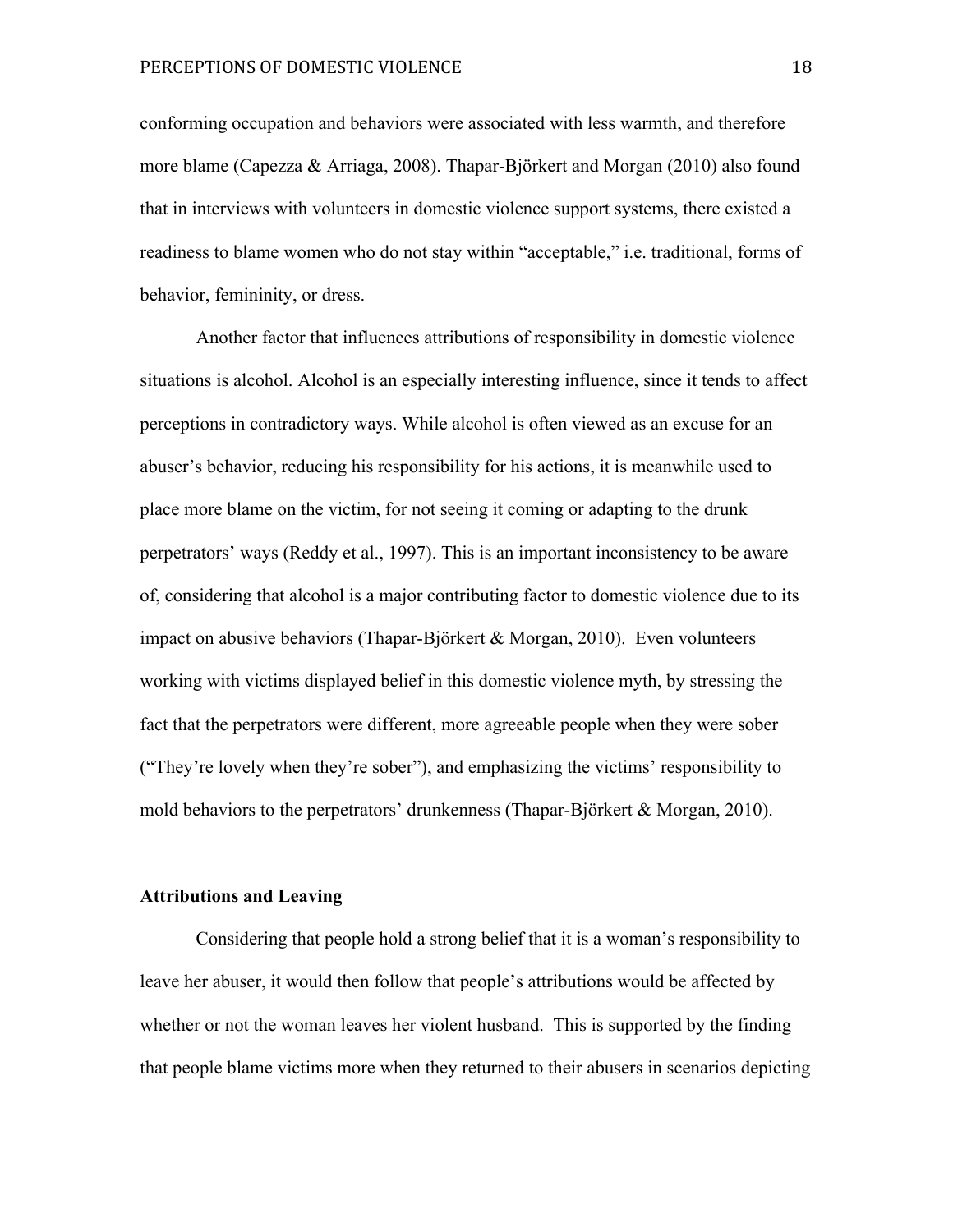conforming occupation and behaviors were associated with less warmth, and therefore more blame (Capezza & Arriaga, 2008). Thapar-Björkert and Morgan (2010) also found that in interviews with volunteers in domestic violence support systems, there existed a readiness to blame women who do not stay within "acceptable," i.e. traditional, forms of behavior, femininity, or dress.

Another factor that influences attributions of responsibility in domestic violence situations is alcohol. Alcohol is an especially interesting influence, since it tends to affect perceptions in contradictory ways. While alcohol is often viewed as an excuse for an abuser's behavior, reducing his responsibility for his actions, it is meanwhile used to place more blame on the victim, for not seeing it coming or adapting to the drunk perpetrators' ways (Reddy et al., 1997). This is an important inconsistency to be aware of, considering that alcohol is a major contributing factor to domestic violence due to its impact on abusive behaviors (Thapar-Björkert & Morgan, 2010). Even volunteers working with victims displayed belief in this domestic violence myth, by stressing the fact that the perpetrators were different, more agreeable people when they were sober ("They're lovely when they're sober"), and emphasizing the victims' responsibility to mold behaviors to the perpetrators' drunkenness (Thapar-Björkert & Morgan, 2010).

**Attributions and Leaving**

Considering that people hold a strong belief that it is a woman's responsibility to leave her abuser, it would then follow that people's attributions would be affected by whether or not the woman leaves her violent husband. This is supported by the finding that people blame victims more when they returned to their abusers in scenarios depicting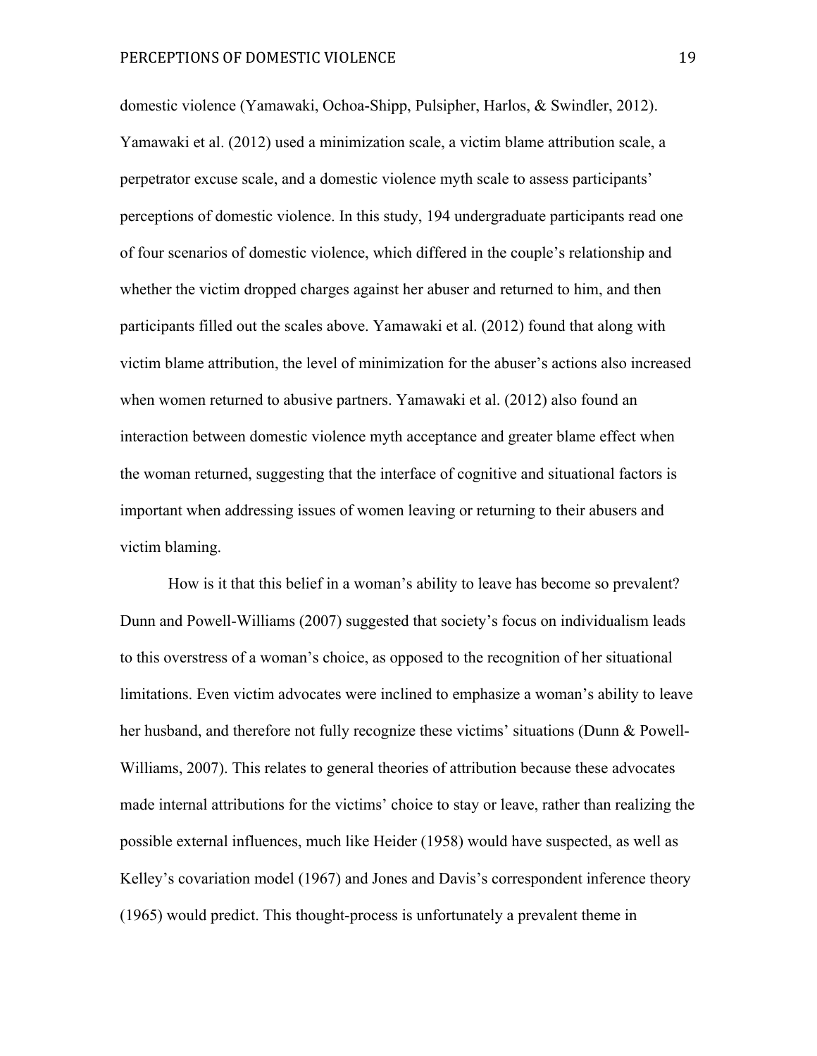domestic violence (Yamawaki, Ochoa-Shipp, Pulsipher, Harlos, & Swindler, 2012). Yamawaki et al. (2012) used a minimization scale, a victim blame attribution scale, a perpetrator excuse scale, and a domestic violence myth scale to assess participants' perceptions of domestic violence. In this study, 194 undergraduate participants read one of four scenarios of domestic violence, which differed in the couple's relationship and whether the victim dropped charges against her abuser and returned to him, and then participants filled out the scales above. Yamawaki et al. (2012) found that along with victim blame attribution, the level of minimization for the abuser's actions also increased when women returned to abusive partners. Yamawaki et al. (2012) also found an interaction between domestic violence myth acceptance and greater blame effect when the woman returned, suggesting that the interface of cognitive and situational factors is important when addressing issues of women leaving or returning to their abusers and victim blaming.

How is it that this belief in a woman's ability to leave has become so prevalent? Dunn and Powell-Williams (2007) suggested that society's focus on individualism leads to this overstress of a woman's choice, as opposed to the recognition of her situational limitations. Even victim advocates were inclined to emphasize a woman's ability to leave her husband, and therefore not fully recognize these victims' situations (Dunn & Powell-Williams, 2007). This relates to general theories of attribution because these advocates made internal attributions for the victims' choice to stay or leave, rather than realizing the possible external influences, much like Heider (1958) would have suspected, as well as Kelley's covariation model (1967) and Jones and Davis's correspondent inference theory (1965) would predict. This thought-process is unfortunately a prevalent theme in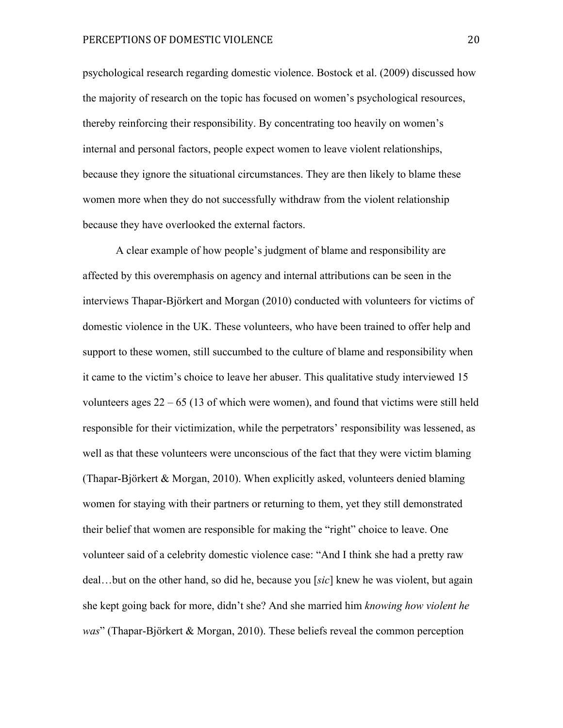psychological research regarding domestic violence. Bostock et al. (2009) discussed how the majority of research on the topic has focused on women's psychological resources, thereby reinforcing their responsibility. By concentrating too heavily on women's internal and personal factors, people expect women to leave violent relationships, because they ignore the situational circumstances. They are then likely to blame these women more when they do not successfully withdraw from the violent relationship because they have overlooked the external factors.

A clear example of how people's judgment of blame and responsibility are affected by this overemphasis on agency and internal attributions can be seen in the interviews Thapar-Björkert and Morgan (2010) conducted with volunteers for victims of domestic violence in the UK. These volunteers, who have been trained to offer help and support to these women, still succumbed to the culture of blame and responsibility when it came to the victim's choice to leave her abuser. This qualitative study interviewed 15 volunteers ages 22 – 65 (13 of which were women), and found that victims were still held responsible for their victimization, while the perpetrators' responsibility was lessened, as well as that these volunteers were unconscious of the fact that they were victim blaming (Thapar-Björkert & Morgan, 2010). When explicitly asked, volunteers denied blaming women for staying with their partners or returning to them, yet they still demonstrated their belief that women are responsible for making the "right" choice to leave. One volunteer said of a celebrity domestic violence case: "And I think she had a pretty raw deal…but on the other hand, so did he, because you [*sic*] knew he was violent, but again she kept going back for more, didn't she? And she married him *knowing how violent he was*" (Thapar-Björkert & Morgan, 2010). These beliefs reveal the common perception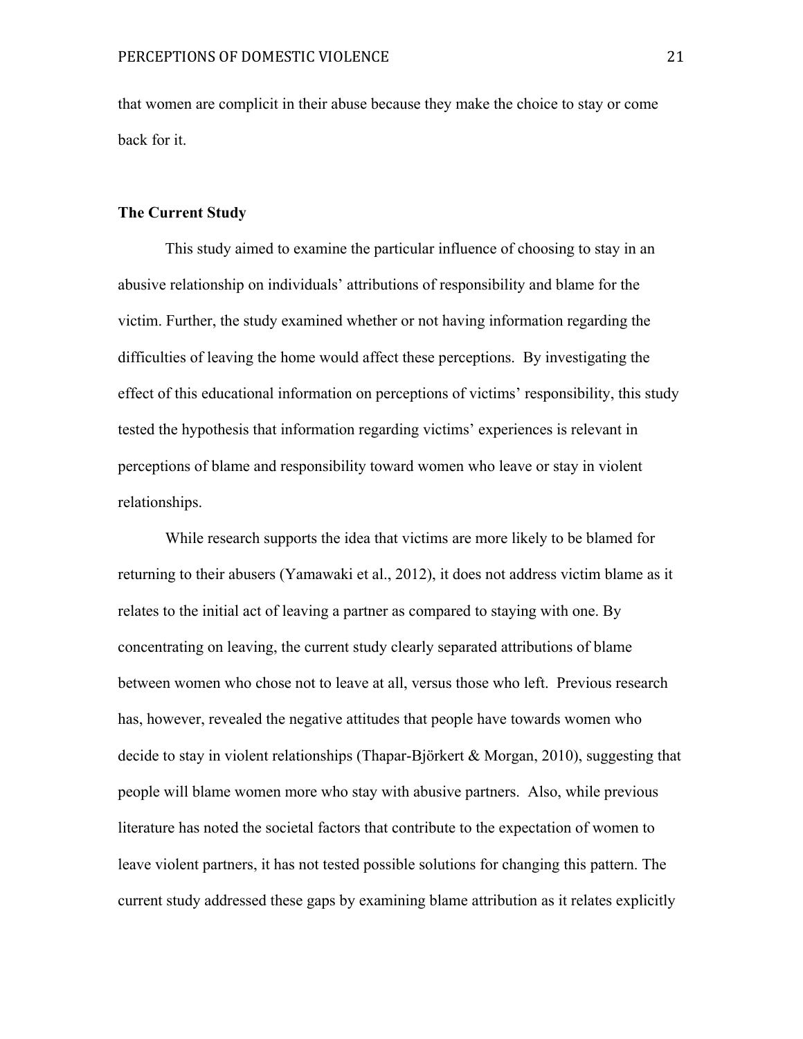that women are complicit in their abuse because they make the choice to stay or come back for it.

## The Current Study

This study aimed to examine the particular influence of choosing to stay in an abusive relationship on individuals' attributions of responsibility and blame for the victim. Further, the study examined whether or not having information regarding the difficulties of leaving the home would affect these perceptions. By investigating the effect of this educational information on perceptions of victims' responsibility, this study tested the hypothesis that information regarding victims' experiences is relevant in perceptions of blame and responsibility toward women who leave or stay in violent relationships.

While research supports the idea that victims are more likely to be blamed for returning to their abusers (Yamawaki et al., 2012), it does not address victim blame as it relates to the initial act of leaving a partner as compared to staying with one. By concentrating on leaving, the current study clearly separated attributions of blame between women who chose not to leave at all, versus those who left. Previous research has, however, revealed the negative attitudes that people have towards women who decide to stay in violent relationships (Thapar-Björkert & Morgan, 2010), suggesting that people will blame women more who stay with abusive partners. Also, while previous literature has noted the societal factors that contribute to the expectation of women to leave violent partners, it has not tested possible solutions for changing this pattern. The current study addressed these gaps by examining blame attribution as it relates explicitly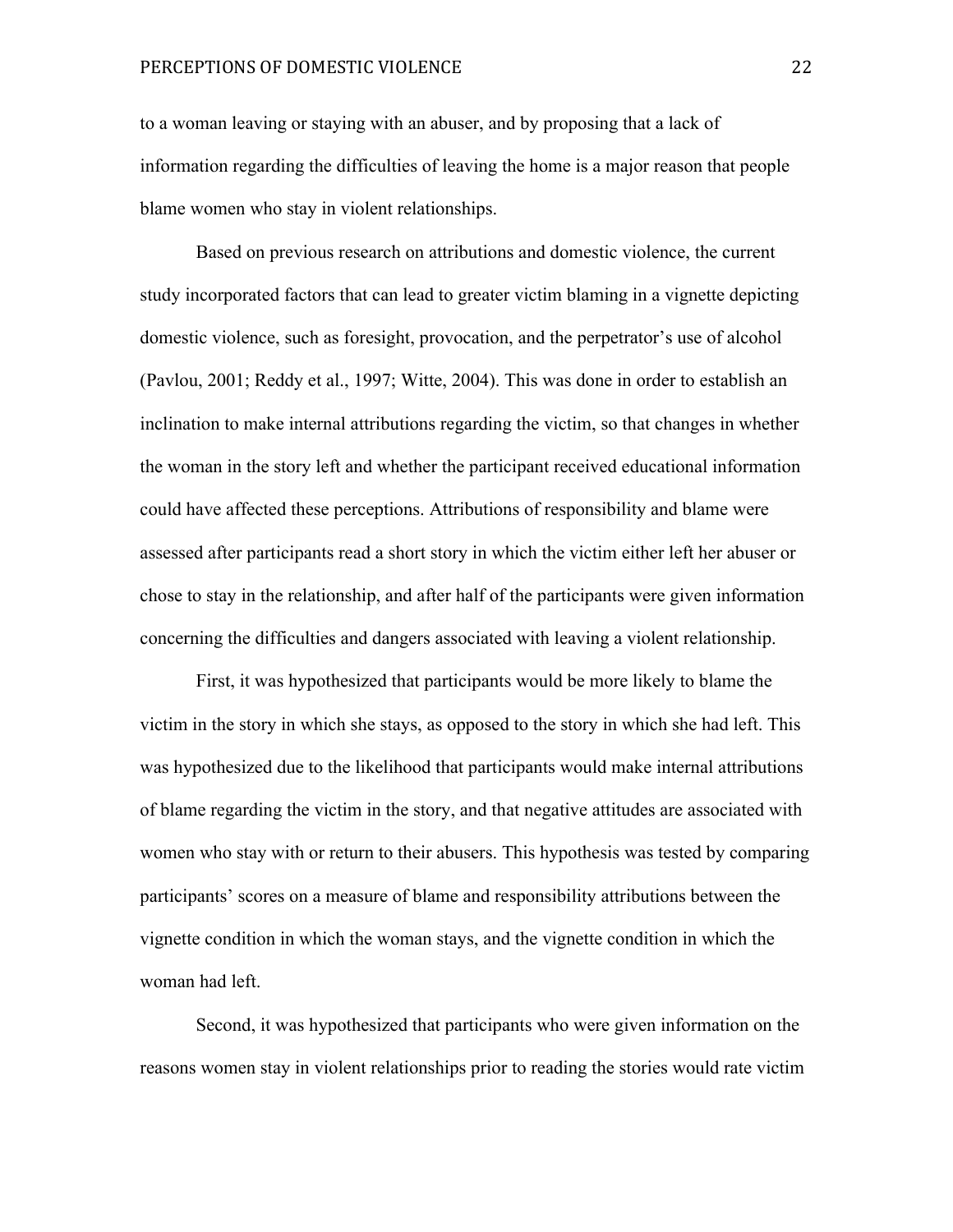to a woman leaving or staying with an abuser, and by proposing that a lack of information regarding the difficulties of leaving the home is a major reason that people blame women who stay in violent relationships.

Based on previous research on attributions and domestic violence, the current study incorporated factors that can lead to greater victim blaming in a vignette depicting domestic violence, such as foresight, provocation, and the perpetrator's use of alcohol (Pavlou, 2001; Reddy et al., 1997; Witte, 2004). This was done in order to establish an inclination to make internal attributions regarding the victim, so that changes in whether the woman in the story left and whether the participant received educational information could have affected these perceptions. Attributions of responsibility and blame were assessed after participants read a short story in which the victim either left her abuser or chose to stay in the relationship, and after half of the participants were given information concerning the difficulties and dangers associated with leaving a violent relationship.

First, it was hypothesized that participants would be more likely to blame the victim in the story in which she stays, as opposed to the story in which she had left. This was hypothesized due to the likelihood that participants would make internal attributions of blame regarding the victim in the story, and that negative attitudes are associated with women who stay with or return to their abusers. This hypothesis was tested by comparing participants' scores on a measure of blame and responsibility attributions between the vignette condition in which the woman stays, and the vignette condition in which the woman had left.

Second, it was hypothesized that participants who were given information on the reasons women stay in violent relationships prior to reading the stories would rate victim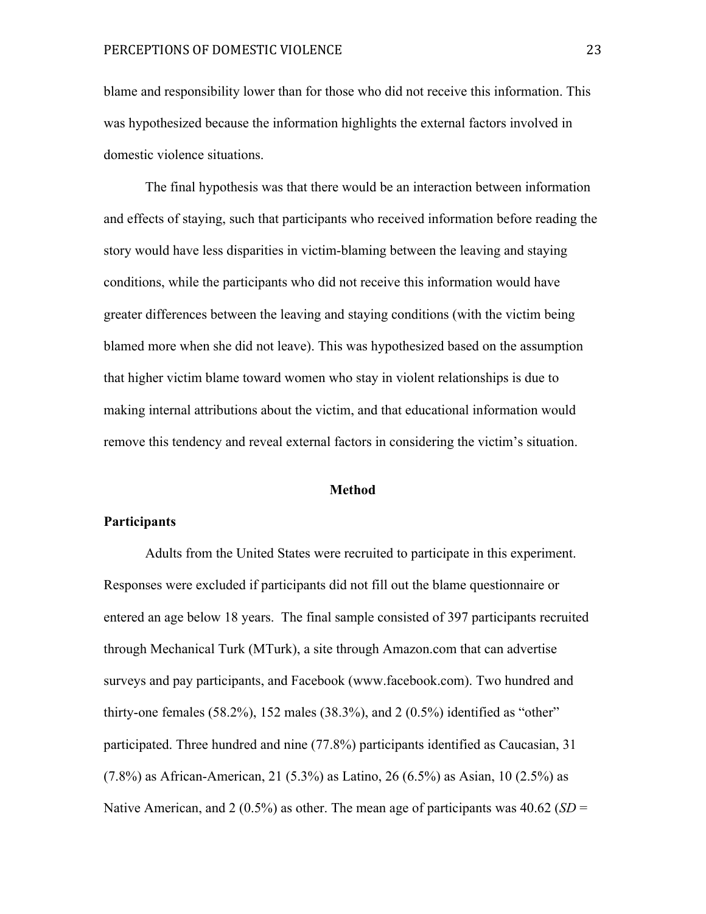blame and responsibility lower than for those who did not receive this information. This was hypothesized because the information highlights the external factors involved in domestic violence situations.

The final hypothesis was that there would be an interaction between information and effects of staying, such that participants who received information before reading the story would have less disparities in victim-blaming between the leaving and staying conditions, while the participants who did not receive this information would have greater differences between the leaving and staying conditions (with the victim being blamed more when she did not leave). This was hypothesized based on the assumption that higher victim blame toward women who stay in violent relationships is due to making internal attributions about the victim, and that educational information would remove this tendency and reveal external factors in considering the victim's situation.

# Method

## Participants

Adults from the United States were recruited to participate in this experiment. Responses were excluded if participants did not fill out the blame questionnaire or entered an age below 18 years. The final sample consisted of 397 participants recruited through Mechanical Turk (MTurk), a site through Amazon.com that can advertise surveys and pay participants, and Facebook (www.facebook.com). Two hundred and thirty-one females (58.2%), 152 males (38.3%), and 2 (0.5%) identified as "other" participated. Three hundred and nine (77.8%) participants identified as Caucasian, 31 (7.8%) as African-American, 21 (5.3%) as Latino, 26 (6.5%) as Asian, 10 (2.5%) as Native American, and 2 (0.5%) as other. The mean age of participants was 40.62 (*SD* =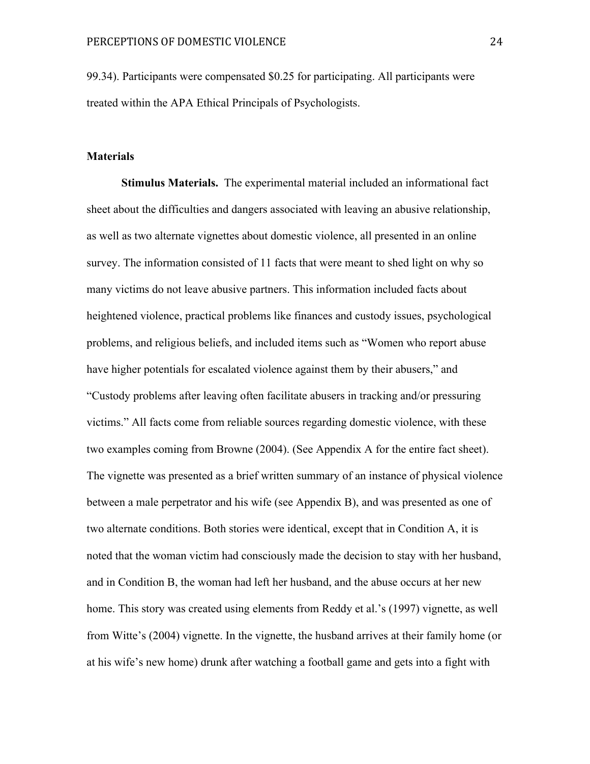99.34). Participants were compensated $0.25 for participating. All participants were treated within the APA Ethical Principals of Psychologists.

**Materials**

**Stimulus Materials.** The experimental material included an informational fact sheet about the difficulties and dangers associated with leaving an abusive relationship, as well as two alternate vignettes about domestic violence, all presented in an online survey. The information consisted of 11 facts that were meant to shed light on why so many victims do not leave abusive partners. This information included facts about heightened violence, practical problems like finances and custody issues, psychological problems, and religious beliefs, and included items such as "Women who report abuse have higher potentials for escalated violence against them by their abusers," and "Custody problems after leaving often facilitate abusers in tracking and/or pressuring victims." All facts come from reliable sources regarding domestic violence, with these two examples coming from Browne (2004). (See Appendix A for the entire fact sheet). The vignette was presented as a brief written summary of an instance of physical violence between a male perpetrator and his wife (see Appendix B), and was presented as one of two alternate conditions. Both stories were identical, except that in Condition A, it is noted that the woman victim had consciously made the decision to stay with her husband, and in Condition B, the woman had left her husband, and the abuse occurs at her new home. This story was created using elements from Reddy et al.'s (1997) vignette, as well from Witte's (2004) vignette. In the vignette, the husband arrives at their family home (or at his wife's new home) drunk after watching a football game and gets into a fight with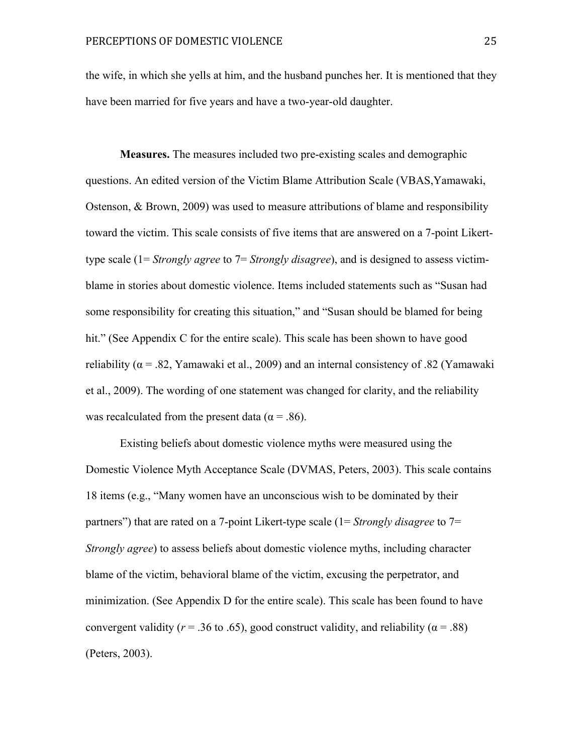the wife, in which she yells at him, and the husband punches her. It is mentioned that they have been married for five years and have a two-year-old daughter.

**Measures.** The measures included two pre-existing scales and demographic questions. An edited version of the Victim Blame Attribution Scale (VBAS,Yamawaki, Ostenson, & Brown, 2009) was used to measure attributions of blame and responsibility toward the victim. This scale consists of five items that are answered on a 7-point Likert-type scale (1= *Strongly agree* to 7= *Strongly disagree*), and is designed to assess victim-blame in stories about domestic violence. Items included statements such as "Susan had some responsibility for creating this situation," and "Susan should be blamed for being hit." (See Appendix C for the entire scale). This scale has been shown to have good reliability ($\alpha$ = .82, Yamawaki et al., 2009) and an internal consistency of .82 (Yamawaki et al., 2009). The wording of one statement was changed for clarity, and the reliability was recalculated from the present data ($\alpha$ = .86).

Existing beliefs about domestic violence myths were measured using the Domestic Violence Myth Acceptance Scale (DVMAS, Peters, 2003). This scale contains 18 items (e.g., "Many women have an unconscious wish to be dominated by their partners") that are rated on a 7-point Likert-type scale (1= *Strongly disagree* to 7= *Strongly agree*) to assess beliefs about domestic violence myths, including character blame of the victim, behavioral blame of the victim, excusing the perpetrator, and minimization. (See Appendix D for the entire scale). This scale has been found to have convergent validity ($r$ = .36 to .65), good construct validity, and reliability ($\alpha$ = .88) (Peters, 2003).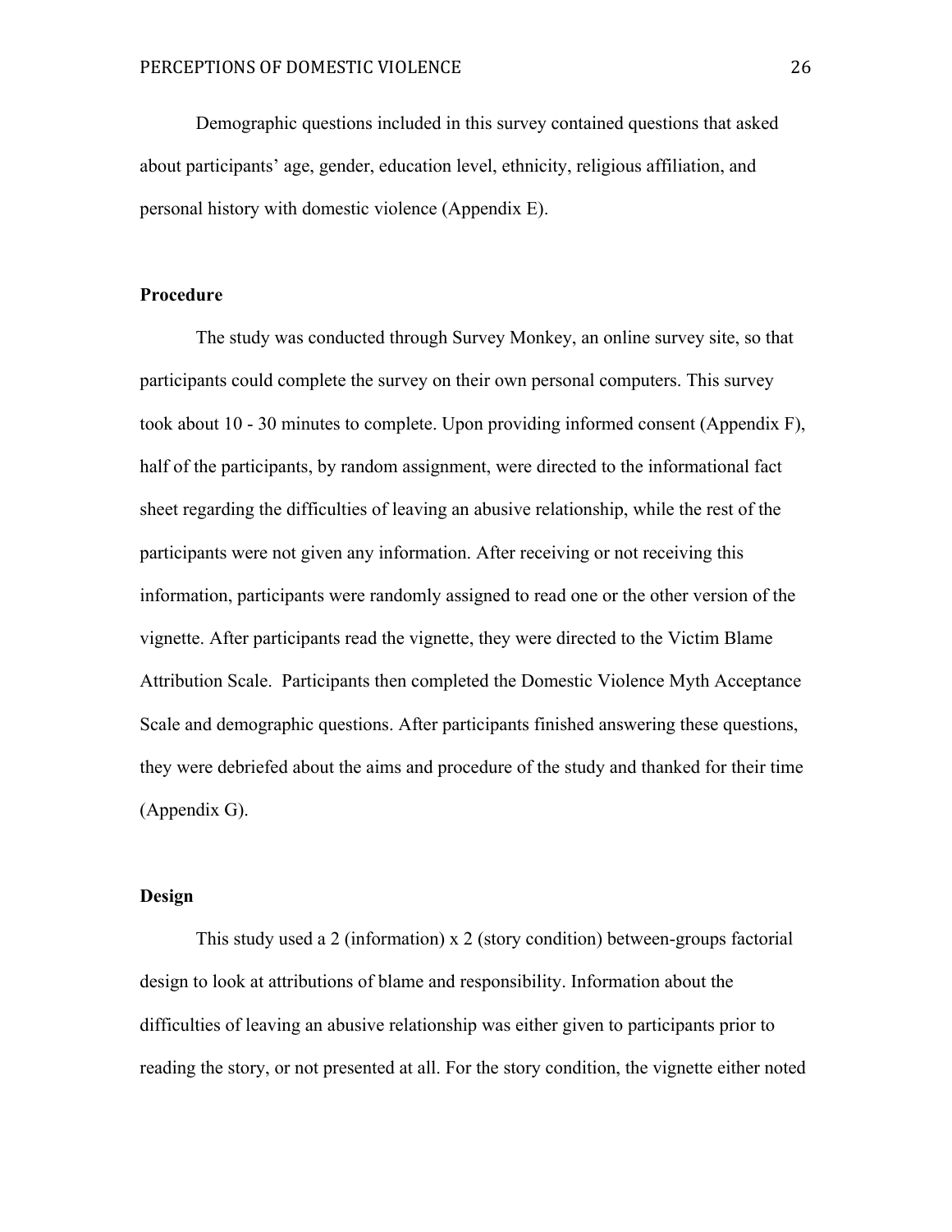Demographic questions included in this survey contained questions that asked about participants' age, gender, education level, ethnicity, religious affiliation, and personal history with domestic violence (Appendix E).

**Procedure**

The study was conducted through Survey Monkey, an online survey site, so that participants could complete the survey on their own personal computers. This survey took about 10 - 30 minutes to complete. Upon providing informed consent (Appendix F), half of the participants, by random assignment, were directed to the informational fact sheet regarding the difficulties of leaving an abusive relationship, while the rest of the participants were not given any information. After receiving or not receiving this information, participants were randomly assigned to read one or the other version of the vignette. After participants read the vignette, they were directed to the Victim Blame Attribution Scale. Participants then completed the Domestic Violence Myth Acceptance Scale and demographic questions. After participants finished answering these questions, they were debriefed about the aims and procedure of the study and thanked for their time (Appendix G).

**Design**

This study used a 2 (information) x 2 (story condition) between-groups factorial design to look at attributions of blame and responsibility. Information about the difficulties of leaving an abusive relationship was either given to participants prior to reading the story, or not presented at all. For the story condition, the vignette either noted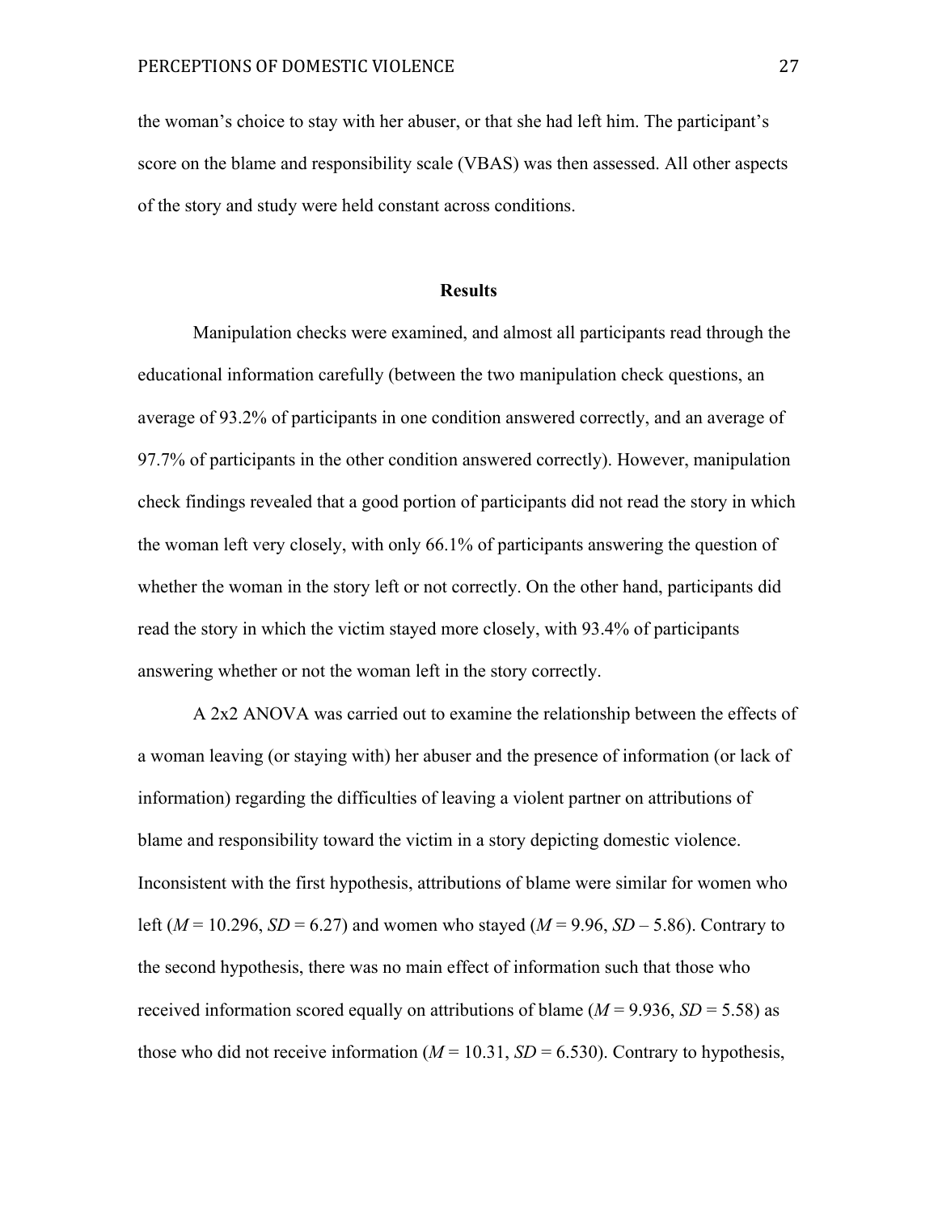the woman's choice to stay with her abuser, or that she had left him. The participant's score on the blame and responsibility scale (VBAS) was then assessed. All other aspects of the story and study were held constant across conditions.

## Results

Manipulation checks were examined, and almost all participants read through the educational information carefully (between the two manipulation check questions, an average of 93.2% of participants in one condition answered correctly, and an average of 97.7% of participants in the other condition answered correctly). However, manipulation check findings revealed that a good portion of participants did not read the story in which the woman left very closely, with only 66.1% of participants answering the question of whether the woman in the story left or not correctly. On the other hand, participants did read the story in which the victim stayed more closely, with 93.4% of participants answering whether or not the woman left in the story correctly.

A 2x2 ANOVA was carried out to examine the relationship between the effects of a woman leaving (or staying with) her abuser and the presence of information (or lack of information) regarding the difficulties of leaving a violent partner on attributions of blame and responsibility toward the victim in a story depicting domestic violence. Inconsistent with the first hypothesis, attributions of blame were similar for women who left ($M$ = 10.296, $SD$ = 6.27) and women who stayed ($M$ = 9.96, $SD$ – 5.86). Contrary to the second hypothesis, there was no main effect of information such that those who received information scored equally on attributions of blame ($M$ = 9.936, $SD$ = 5.58) as those who did not receive information ($M$ = 10.31, $SD$ = 6.530). Contrary to hypothesis,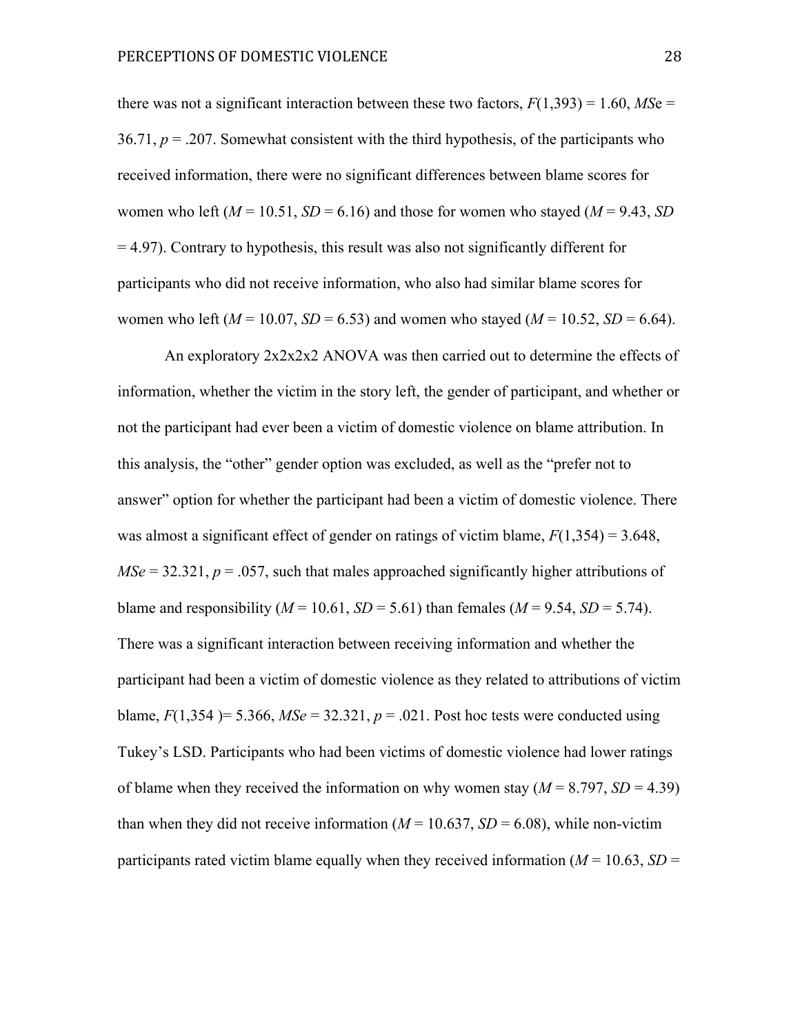there was not a significant interaction between these two factors, $F(1,393) = 1.60$, $MSe = 36.71$, $p = .207$. Somewhat consistent with the third hypothesis, of the participants who received information, there were no significant differences between blame scores for women who left ($M = 10.51$, $SD = 6.16$) and those for women who stayed ($M = 9.43$, $SD = 4.97$). Contrary to hypothesis, this result was also not significantly different for participants who did not receive information, who also had similar blame scores for women who left ($M = 10.07$, $SD = 6.53$) and women who stayed ($M = 10.52$, $SD = 6.64$).

An exploratory 2x2x2x2 ANOVA was then carried out to determine the effects of information, whether the victim in the story left, the gender of participant, and whether or not the participant had ever been a victim of domestic violence on blame attribution. In this analysis, the "other" gender option was excluded, as well as the "prefer not to answer" option for whether the participant had been a victim of domestic violence. There was almost a significant effect of gender on ratings of victim blame, $F(1,354) = 3.648$, $MSe = 32.321$, $p = .057$, such that males approached significantly higher attributions of blame and responsibility ($M = 10.61$, $SD = 5.61$) than females ($M = 9.54$, $SD = 5.74$). There was a significant interaction between receiving information and whether the participant had been a victim of domestic violence as they related to attributions of victim blame, $F(1,354) = 5.366$, $MSe = 32.321$, $p = .021$. Post hoc tests were conducted using Tukey's LSD. Participants who had been victims of domestic violence had lower ratings of blame when they received the information on why women stay ($M = 8.797$, $SD = 4.39$) than when they did not receive information ($M = 10.637$, $SD = 6.08$), while non-victim participants rated victim blame equally when they received information ($M = 10.63$, $SD =$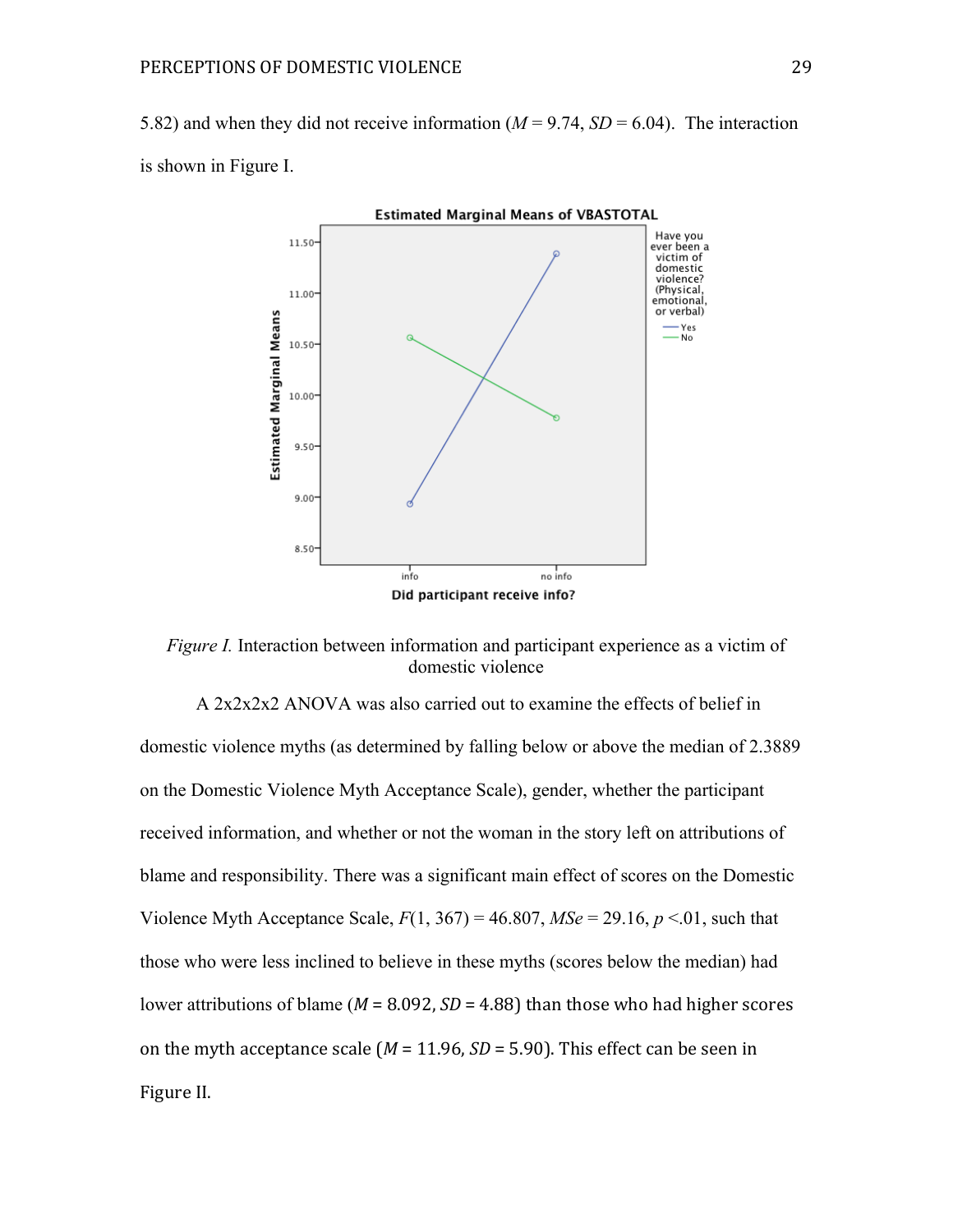5.82) and when they did not receive information ($M$ = 9.74, $SD$ = 6.04). The interaction is shown in Figure I.

*Figure I.* Interaction between information and participant experience as a victim of domestic violence

A 2x2x2x2 ANOVA was also carried out to examine the effects of belief in domestic violence myths (as determined by falling below or above the median of 2.3889 on the Domestic Violence Myth Acceptance Scale), gender, whether the participant received information, and whether or not the woman in the story left on attributions of blame and responsibility. There was a significant main effect of scores on the Domestic Violence Myth Acceptance Scale, $F(1, 367) = 46.807$, $MSe = 29.16$, $p < .01$, such that those who were less inclined to believe in these myths (scores below the median) had lower attributions of blame ($M$ = 8.092, $SD$ = 4.88) than those who had higher scores on the myth acceptance scale ($M$ = 11.96, $SD$ = 5.90). This effect can be seen in Figure II.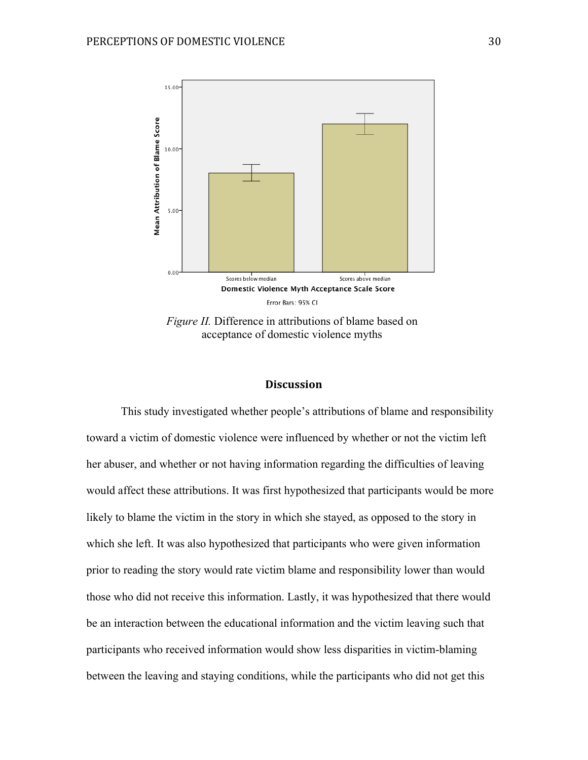*Figure II.* Difference in attributions of blame based on acceptance of domestic violence myths

## Discussion

This study investigated whether people's attributions of blame and responsibility toward a victim of domestic violence were influenced by whether or not the victim left her abuser, and whether or not having information regarding the difficulties of leaving would affect these attributions. It was first hypothesized that participants would be more likely to blame the victim in the story in which she stayed, as opposed to the story in which she left. It was also hypothesized that participants who were given information prior to reading the story would rate victim blame and responsibility lower than would those who did not receive this information. Lastly, it was hypothesized that there would be an interaction between the educational information and the victim leaving such that participants who received information would show less disparities in victim-blaming between the leaving and staying conditions, while the participants who did not get this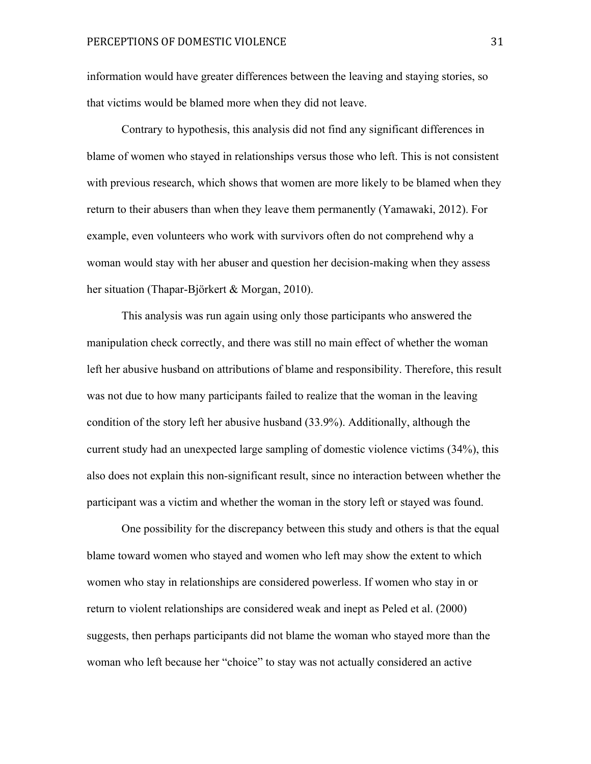information would have greater differences between the leaving and staying stories, so that victims would be blamed more when they did not leave.

Contrary to hypothesis, this analysis did not find any significant differences in blame of women who stayed in relationships versus those who left. This is not consistent with previous research, which shows that women are more likely to be blamed when they return to their abusers than when they leave them permanently (Yamawaki, 2012). For example, even volunteers who work with survivors often do not comprehend why a woman would stay with her abuser and question her decision-making when they assess her situation (Thapar-Björkert & Morgan, 2010).

This analysis was run again using only those participants who answered the manipulation check correctly, and there was still no main effect of whether the woman left her abusive husband on attributions of blame and responsibility. Therefore, this result was not due to how many participants failed to realize that the woman in the leaving condition of the story left her abusive husband (33.9%). Additionally, although the current study had an unexpected large sampling of domestic violence victims (34%), this also does not explain this non-significant result, since no interaction between whether the participant was a victim and whether the woman in the story left or stayed was found.

One possibility for the discrepancy between this study and others is that the equal blame toward women who stayed and women who left may show the extent to which women who stay in relationships are considered powerless. If women who stay in or return to violent relationships are considered weak and inept as Peled et al. (2000) suggests, then perhaps participants did not blame the woman who stayed more than the woman who left because her "choice" to stay was not actually considered an active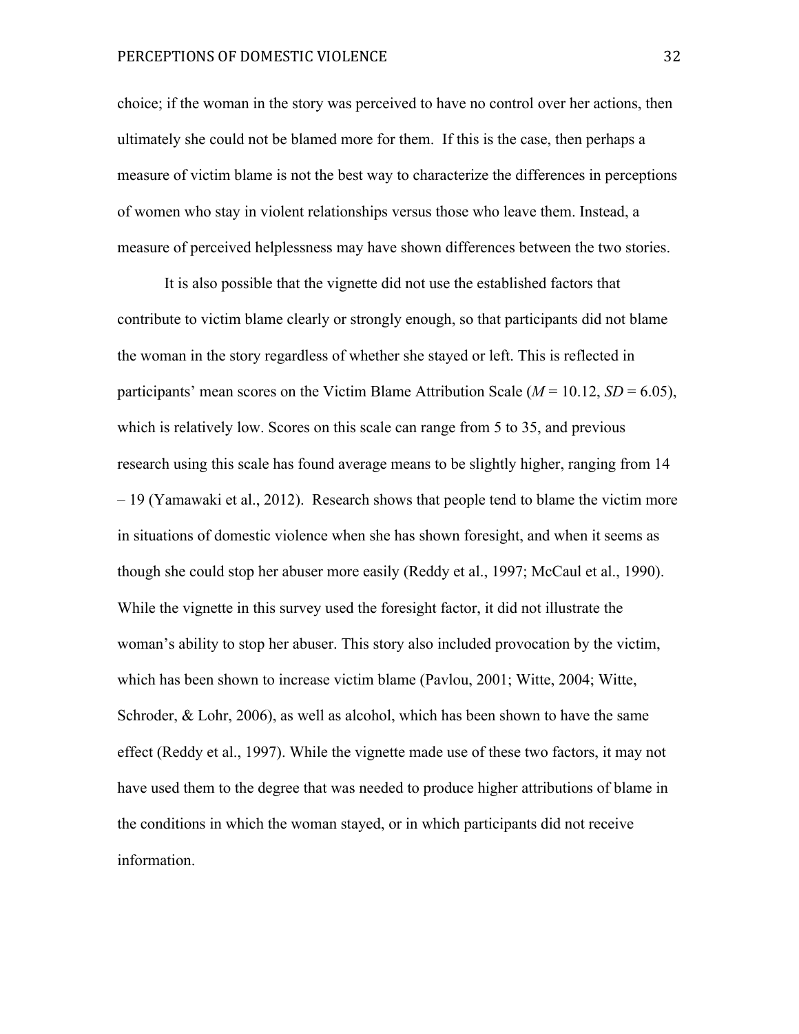choice; if the woman in the story was perceived to have no control over her actions, then ultimately she could not be blamed more for them.  If this is the case, then perhaps a measure of victim blame is not the best way to characterize the differences in perceptions of women who stay in violent relationships versus those who leave them. Instead, a measure of perceived helplessness may have shown differences between the two stories.

It is also possible that the vignette did not use the established factors that contribute to victim blame clearly or strongly enough, so that participants did not blame the woman in the story regardless of whether she stayed or left. This is reflected in participants' mean scores on the Victim Blame Attribution Scale ($M$ = 10.12, $SD$ = 6.05), which is relatively low. Scores on this scale can range from 5 to 35, and previous research using this scale has found average means to be slightly higher, ranging from 14 – 19 (Yamawaki et al., 2012).  Research shows that people tend to blame the victim more in situations of domestic violence when she has shown foresight, and when it seems as though she could stop her abuser more easily (Reddy et al., 1997; McCaul et al., 1990). While the vignette in this survey used the foresight factor, it did not illustrate the woman's ability to stop her abuser. This story also included provocation by the victim, which has been shown to increase victim blame (Pavlou, 2001; Witte, 2004; Witte, Schroder, & Lohr, 2006), as well as alcohol, which has been shown to have the same effect (Reddy et al., 1997). While the vignette made use of these two factors, it may not have used them to the degree that was needed to produce higher attributions of blame in the conditions in which the woman stayed, or in which participants did not receive information.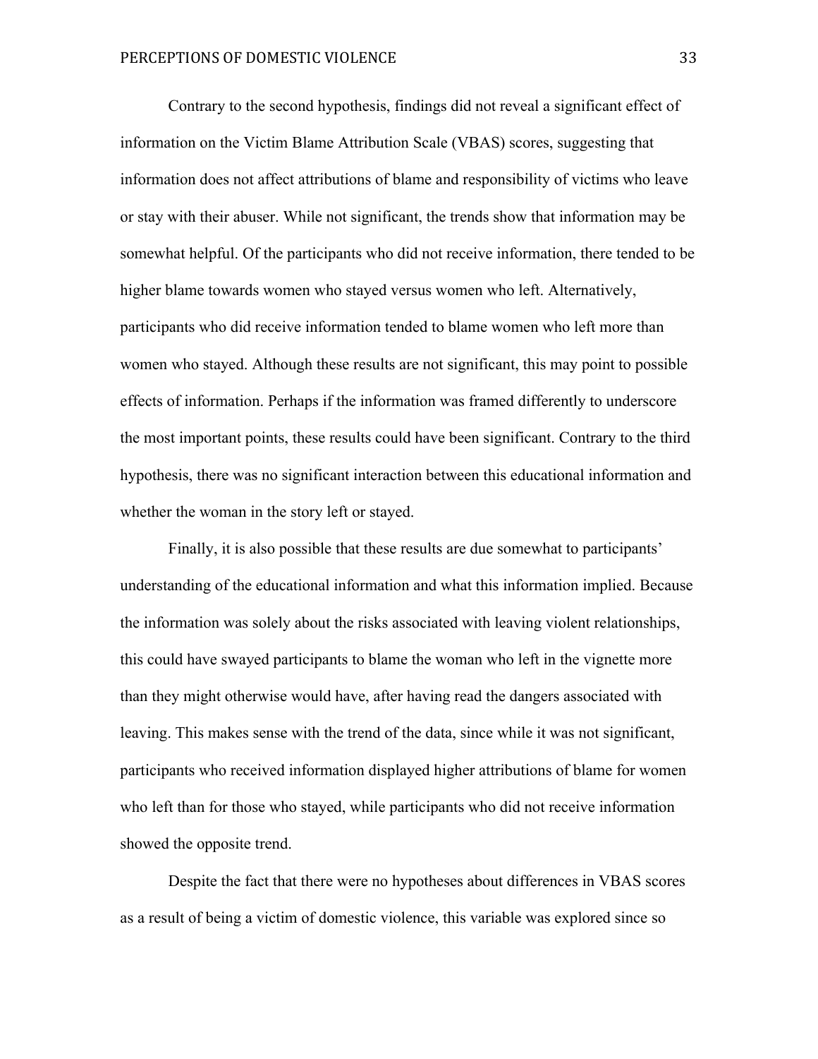Contrary to the second hypothesis, findings did not reveal a significant effect of information on the Victim Blame Attribution Scale (VBAS) scores, suggesting that information does not affect attributions of blame and responsibility of victims who leave or stay with their abuser. While not significant, the trends show that information may be somewhat helpful. Of the participants who did not receive information, there tended to be higher blame towards women who stayed versus women who left. Alternatively, participants who did receive information tended to blame women who left more than women who stayed. Although these results are not significant, this may point to possible effects of information. Perhaps if the information was framed differently to underscore the most important points, these results could have been significant. Contrary to the third hypothesis, there was no significant interaction between this educational information and whether the woman in the story left or stayed.

Finally, it is also possible that these results are due somewhat to participants' understanding of the educational information and what this information implied. Because the information was solely about the risks associated with leaving violent relationships, this could have swayed participants to blame the woman who left in the vignette more than they might otherwise would have, after having read the dangers associated with leaving. This makes sense with the trend of the data, since while it was not significant, participants who received information displayed higher attributions of blame for women who left than for those who stayed, while participants who did not receive information showed the opposite trend.

Despite the fact that there were no hypotheses about differences in VBAS scores as a result of being a victim of domestic violence, this variable was explored since so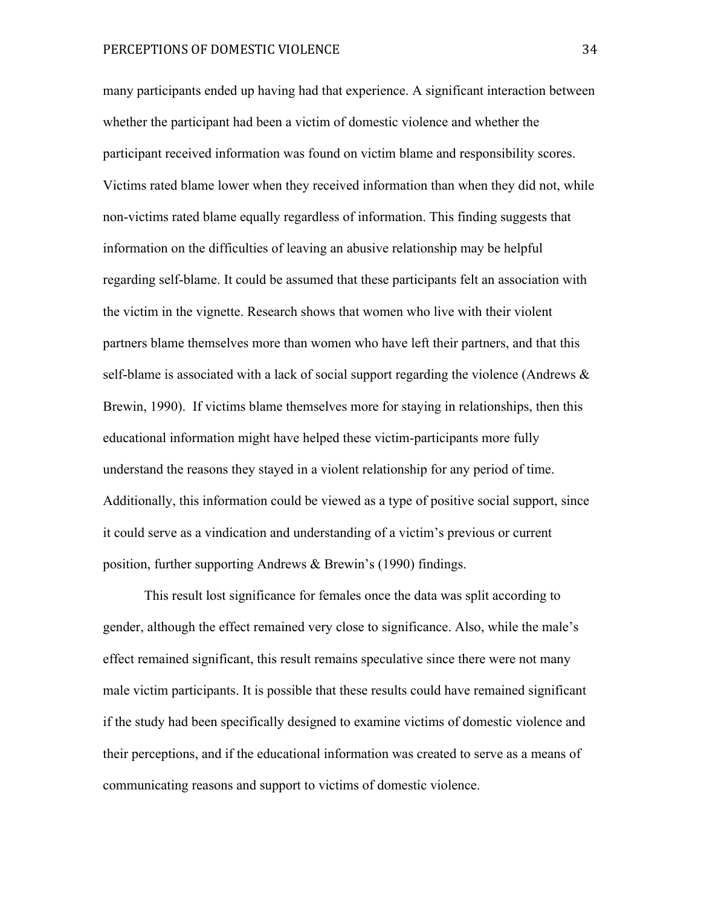many participants ended up having had that experience. A significant interaction between whether the participant had been a victim of domestic violence and whether the participant received information was found on victim blame and responsibility scores. Victims rated blame lower when they received information than when they did not, while non-victims rated blame equally regardless of information. This finding suggests that information on the difficulties of leaving an abusive relationship may be helpful regarding self-blame. It could be assumed that these participants felt an association with the victim in the vignette. Research shows that women who live with their violent partners blame themselves more than women who have left their partners, and that this self-blame is associated with a lack of social support regarding the violence (Andrews & Brewin, 1990). If victims blame themselves more for staying in relationships, then this educational information might have helped these victim-participants more fully understand the reasons they stayed in a violent relationship for any period of time. Additionally, this information could be viewed as a type of positive social support, since it could serve as a vindication and understanding of a victim's previous or current position, further supporting Andrews & Brewin's (1990) findings.

This result lost significance for females once the data was split according to gender, although the effect remained very close to significance. Also, while the male's effect remained significant, this result remains speculative since there were not many male victim participants. It is possible that these results could have remained significant if the study had been specifically designed to examine victims of domestic violence and their perceptions, and if the educational information was created to serve as a means of communicating reasons and support to victims of domestic violence.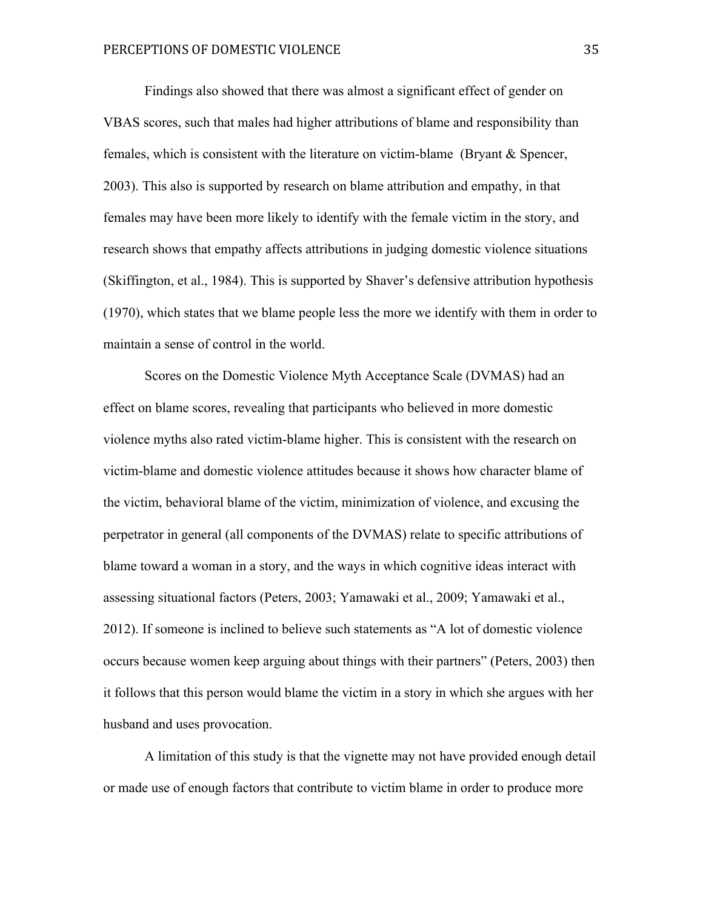Findings also showed that there was almost a significant effect of gender on VBAS scores, such that males had higher attributions of blame and responsibility than females, which is consistent with the literature on victim-blame  (Bryant & Spencer, 2003). This also is supported by research on blame attribution and empathy, in that females may have been more likely to identify with the female victim in the story, and research shows that empathy affects attributions in judging domestic violence situations (Skiffington, et al., 1984). This is supported by Shaver's defensive attribution hypothesis (1970), which states that we blame people less the more we identify with them in order to maintain a sense of control in the world.

Scores on the Domestic Violence Myth Acceptance Scale (DVMAS) had an effect on blame scores, revealing that participants who believed in more domestic violence myths also rated victim-blame higher. This is consistent with the research on victim-blame and domestic violence attitudes because it shows how character blame of the victim, behavioral blame of the victim, minimization of violence, and excusing the perpetrator in general (all components of the DVMAS) relate to specific attributions of blame toward a woman in a story, and the ways in which cognitive ideas interact with assessing situational factors (Peters, 2003; Yamawaki et al., 2009; Yamawaki et al., 2012). If someone is inclined to believe such statements as "A lot of domestic violence occurs because women keep arguing about things with their partners" (Peters, 2003) then it follows that this person would blame the victim in a story in which she argues with her husband and uses provocation.

A limitation of this study is that the vignette may not have provided enough detail or made use of enough factors that contribute to victim blame in order to produce more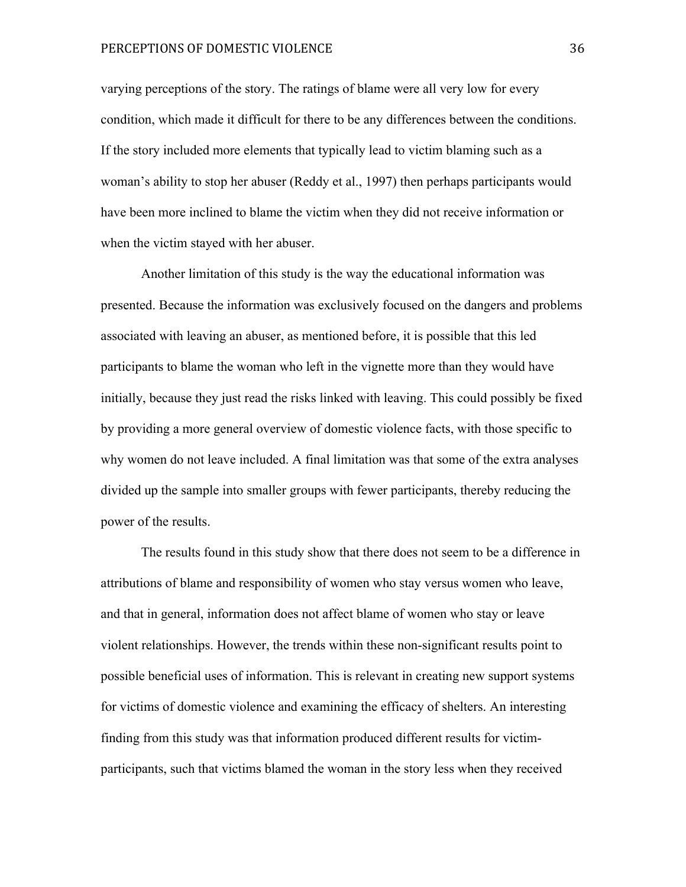varying perceptions of the story. The ratings of blame were all very low for every condition, which made it difficult for there to be any differences between the conditions. If the story included more elements that typically lead to victim blaming such as a woman's ability to stop her abuser (Reddy et al., 1997) then perhaps participants would have been more inclined to blame the victim when they did not receive information or when the victim stayed with her abuser.

Another limitation of this study is the way the educational information was presented. Because the information was exclusively focused on the dangers and problems associated with leaving an abuser, as mentioned before, it is possible that this led participants to blame the woman who left in the vignette more than they would have initially, because they just read the risks linked with leaving. This could possibly be fixed by providing a more general overview of domestic violence facts, with those specific to why women do not leave included. A final limitation was that some of the extra analyses divided up the sample into smaller groups with fewer participants, thereby reducing the power of the results.

The results found in this study show that there does not seem to be a difference in attributions of blame and responsibility of women who stay versus women who leave, and that in general, information does not affect blame of women who stay or leave violent relationships. However, the trends within these non-significant results point to possible beneficial uses of information. This is relevant in creating new support systems for victims of domestic violence and examining the efficacy of shelters. An interesting finding from this study was that information produced different results for victim-participants, such that victims blamed the woman in the story less when they received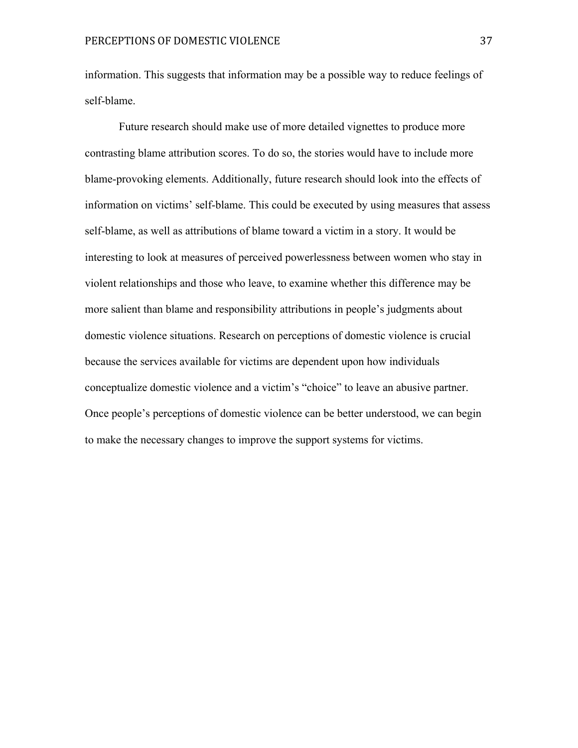information. This suggests that information may be a possible way to reduce feelings of self-blame.

Future research should make use of more detailed vignettes to produce more contrasting blame attribution scores. To do so, the stories would have to include more blame-provoking elements. Additionally, future research should look into the effects of information on victims' self-blame. This could be executed by using measures that assess self-blame, as well as attributions of blame toward a victim in a story. It would be interesting to look at measures of perceived powerlessness between women who stay in violent relationships and those who leave, to examine whether this difference may be more salient than blame and responsibility attributions in people's judgments about domestic violence situations. Research on perceptions of domestic violence is crucial because the services available for victims are dependent upon how individuals conceptualize domestic violence and a victim's "choice" to leave an abusive partner. Once people's perceptions of domestic violence can be better understood, we can begin to make the necessary changes to improve the support systems for victims.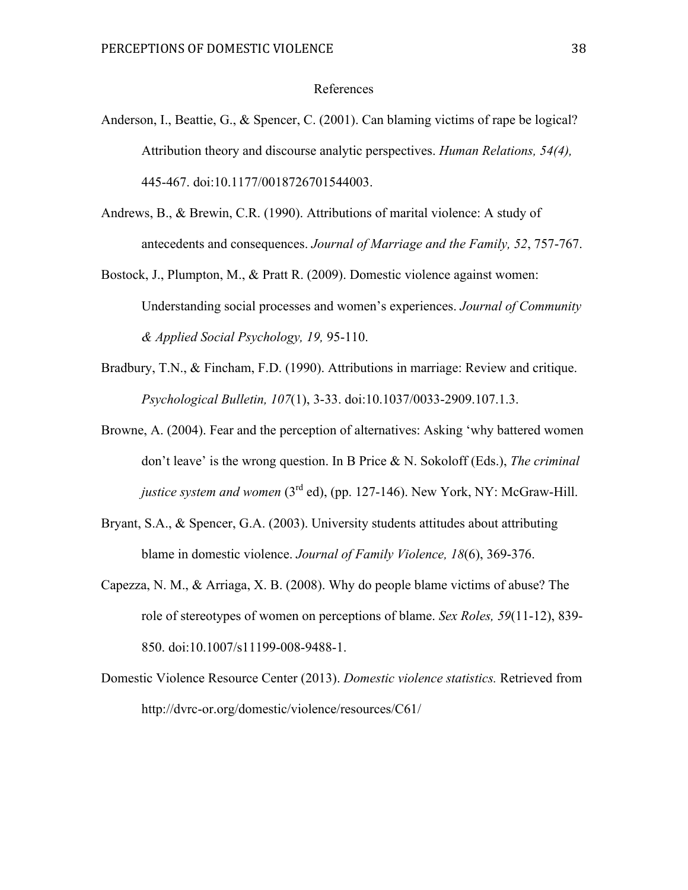# References

Anderson, I., Beattie, G., & Spencer, C. (2001). Can blaming victims of rape be logical? Attribution theory and discourse analytic perspectives. *Human Relations, 54(4),* 445-467. doi:10.1177/0018726701544003.

Andrews, B., & Brewin, C.R. (1990). Attributions of marital violence: A study of antecedents and consequences. *Journal of Marriage and the Family, 52*, 757-767.

Bostock, J., Plumpton, M., & Pratt R. (2009). Domestic violence against women: Understanding social processes and women's experiences. *Journal of Community & Applied Social Psychology, 19,* 95-110.

Bradbury, T.N., & Fincham, F.D. (1990). Attributions in marriage: Review and critique. *Psychological Bulletin, 107*(1), 3-33. doi:10.1037/0033-2909.107.1.3.

Browne, A. (2004). Fear and the perception of alternatives: Asking 'why battered women don't leave' is the wrong question. In B Price & N. Sokoloff (Eds.), *The criminal justice system and women* (3rd ed), (pp. 127-146). New York, NY: McGraw-Hill.

Bryant, S.A., & Spencer, G.A. (2003). University students attitudes about attributing blame in domestic violence. *Journal of Family Violence, 18*(6), 369-376.

Capezza, N. M., & Arriaga, X. B. (2008). Why do people blame victims of abuse? The role of stereotypes of women on perceptions of blame. *Sex Roles, 59*(11-12), 839-850. doi:10.1007/s11199-008-9488-1.

Domestic Violence Resource Center (2013). *Domestic violence statistics.* Retrieved from http://dvrc-or.org/domestic/violence/resources/C61/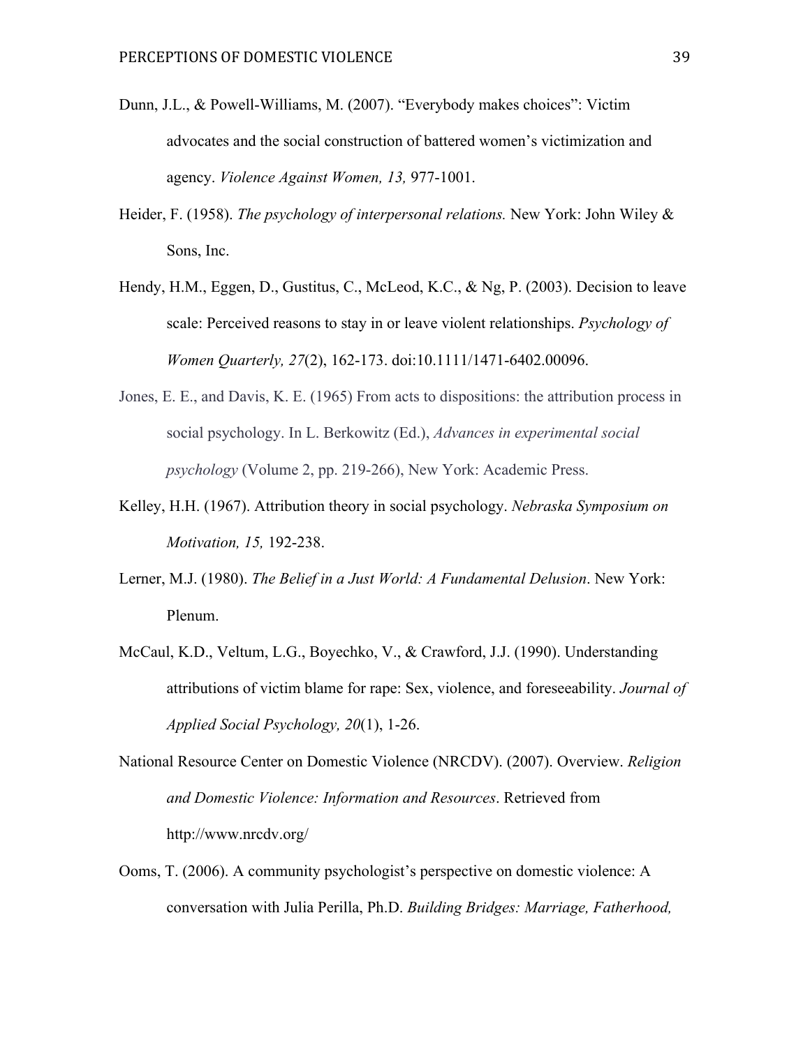Dunn, J.L., & Powell-Williams, M. (2007). “Everybody makes choices”: Victim advocates and the social construction of battered women’s victimization and agency. *Violence Against Women, 13,* 977-1001.

Heider, F. (1958). *The psychology of interpersonal relations.* New York: John Wiley & Sons, Inc.

Hendy, H.M., Eggen, D., Gustitus, C., McLeod, K.C., & Ng, P. (2003). Decision to leave scale: Perceived reasons to stay in or leave violent relationships. *Psychology of Women Quarterly, 27*(2), 162-173. doi:10.1111/1471-6402.00096.

Jones, E. E., and Davis, K. E. (1965) From acts to dispositions: the attribution process in social psychology. In L. Berkowitz (Ed.), *Advances in experimental social psychology* (Volume 2, pp. 219-266), New York: Academic Press.

Kelley, H.H. (1967). Attribution theory in social psychology. *Nebraska Symposium on Motivation, 15,* 192-238.

Lerner, M.J. (1980). *The Belief in a Just World: A Fundamental Delusion*. New York: Plenum.

McCaul, K.D., Veltum, L.G., Boyechko, V., & Crawford, J.J. (1990). Understanding attributions of victim blame for rape: Sex, violence, and foreseeability. *Journal of Applied Social Psychology, 20*(1), 1-26.

National Resource Center on Domestic Violence (NRCDV). (2007). Overview. *Religion and Domestic Violence: Information and Resources*. Retrieved from http://www.nrcdv.org/

Ooms, T. (2006). A community psychologist’s perspective on domestic violence: A conversation with Julia Perilla, Ph.D. *Building Bridges: Marriage, Fatherhood,*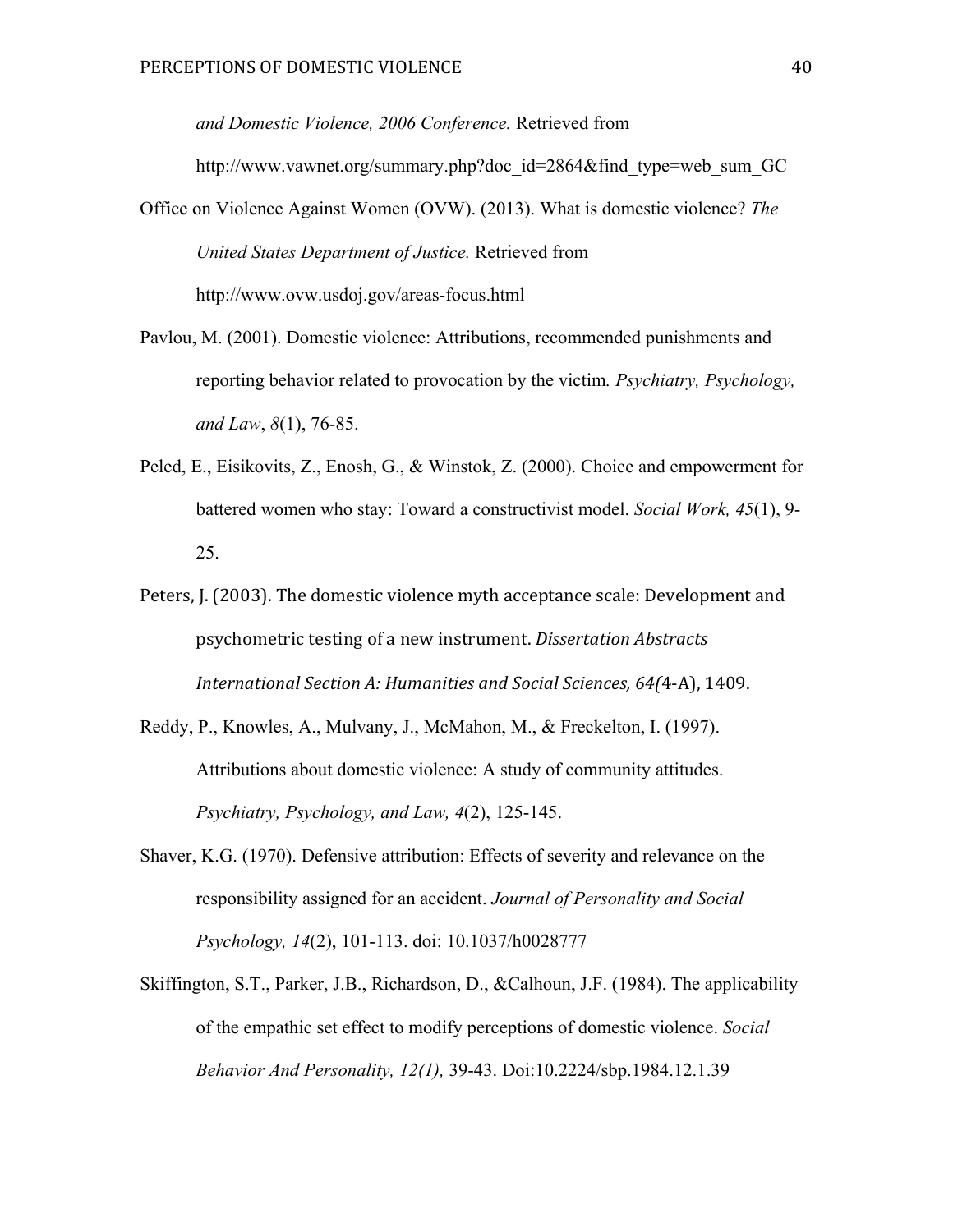*and Domestic Violence, 2006 Conference.* Retrieved from http://www.vawnet.org/summary.php?doc_id=2864&find_type=web_sum_GC

Office on Violence Against Women (OVW). (2013). What is domestic violence? *The United States Department of Justice.* Retrieved from http://www.ovw.usdoj.gov/areas-focus.html

Pavlou, M. (2001). Domestic violence: Attributions, recommended punishments and reporting behavior related to provocation by the victim. *Psychiatry, Psychology, and Law*, *8*(1), 76-85.

Peled, E., Eisikovits, Z., Enosh, G., & Winstok, Z. (2000). Choice and empowerment for battered women who stay: Toward a constructivist model. *Social Work, 45*(1), 9-25.

Peters, J. (2003). The domestic violence myth acceptance scale: Development and psychometric testing of a new instrument. *Dissertation Abstracts International Section A: Humanities and Social Sciences, 64(*4-A), 1409.

Reddy, P., Knowles, A., Mulvany, J., McMahon, M., & Freckelton, I. (1997). Attributions about domestic violence: A study of community attitudes. *Psychiatry, Psychology, and Law, 4*(2), 125-145.

Shaver, K.G. (1970). Defensive attribution: Effects of severity and relevance on the responsibility assigned for an accident. *Journal of Personality and Social Psychology, 14*(2), 101-113. doi: 10.1037/h0028777

Skiffington, S.T., Parker, J.B., Richardson, D., &Calhoun, J.F. (1984). The applicability of the empathic set effect to modify perceptions of domestic violence. *Social Behavior And Personality, 12(1),* 39-43. Doi:10.2224/sbp.1984.12.1.39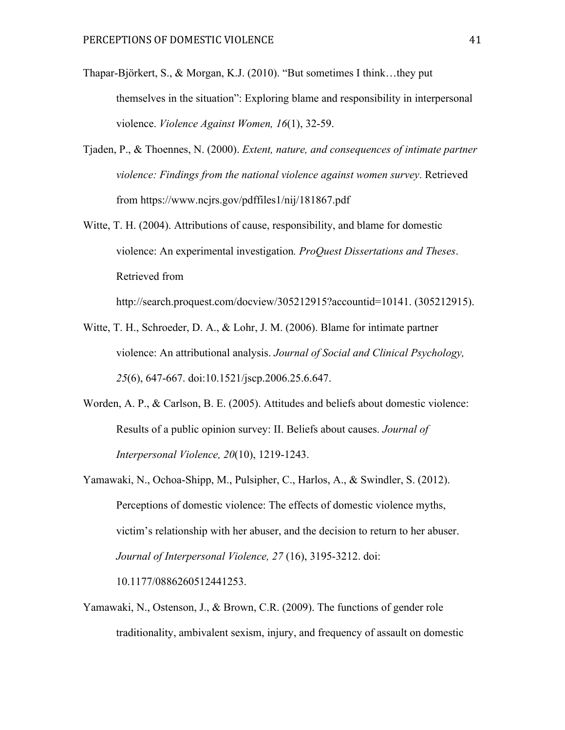Thapar-Björkert, S., & Morgan, K.J. (2010). “But sometimes I think…they put themselves in the situation”: Exploring blame and responsibility in interpersonal violence. *Violence Against Women, 16*(1), 32-59.

Tjaden, P., & Thoennes, N. (2000). *Extent, nature, and consequences of intimate partner violence: Findings from the national violence against women survey*. Retrieved from https://www.ncjrs.gov/pdffiles1/nij/181867.pdf

Witte, T. H. (2004). Attributions of cause, responsibility, and blame for domestic violence: An experimental investigation*. ProQuest Dissertations and Theses*. Retrieved from http://search.proquest.com/docview/305212915?accountid=10141. (305212915).

Witte, T. H., Schroeder, D. A., & Lohr, J. M. (2006). Blame for intimate partner violence: An attributional analysis. *Journal of Social and Clinical Psychology, 25*(6), 647-667. doi:10.1521/jscp.2006.25.6.647.

Worden, A. P., & Carlson, B. E. (2005). Attitudes and beliefs about domestic violence: Results of a public opinion survey: II. Beliefs about causes. *Journal of Interpersonal Violence, 20*(10), 1219-1243.

Yamawaki, N., Ochoa-Shipp, M., Pulsipher, C., Harlos, A., & Swindler, S. (2012). Perceptions of domestic violence: The effects of domestic violence myths, victim’s relationship with her abuser, and the decision to return to her abuser. *Journal of Interpersonal Violence, 27* (16), 3195-3212. doi: 10.1177/0886260512441253.

Yamawaki, N., Ostenson, J., & Brown, C.R. (2009). The functions of gender role traditionality, ambivalent sexism, injury, and frequency of assault on domestic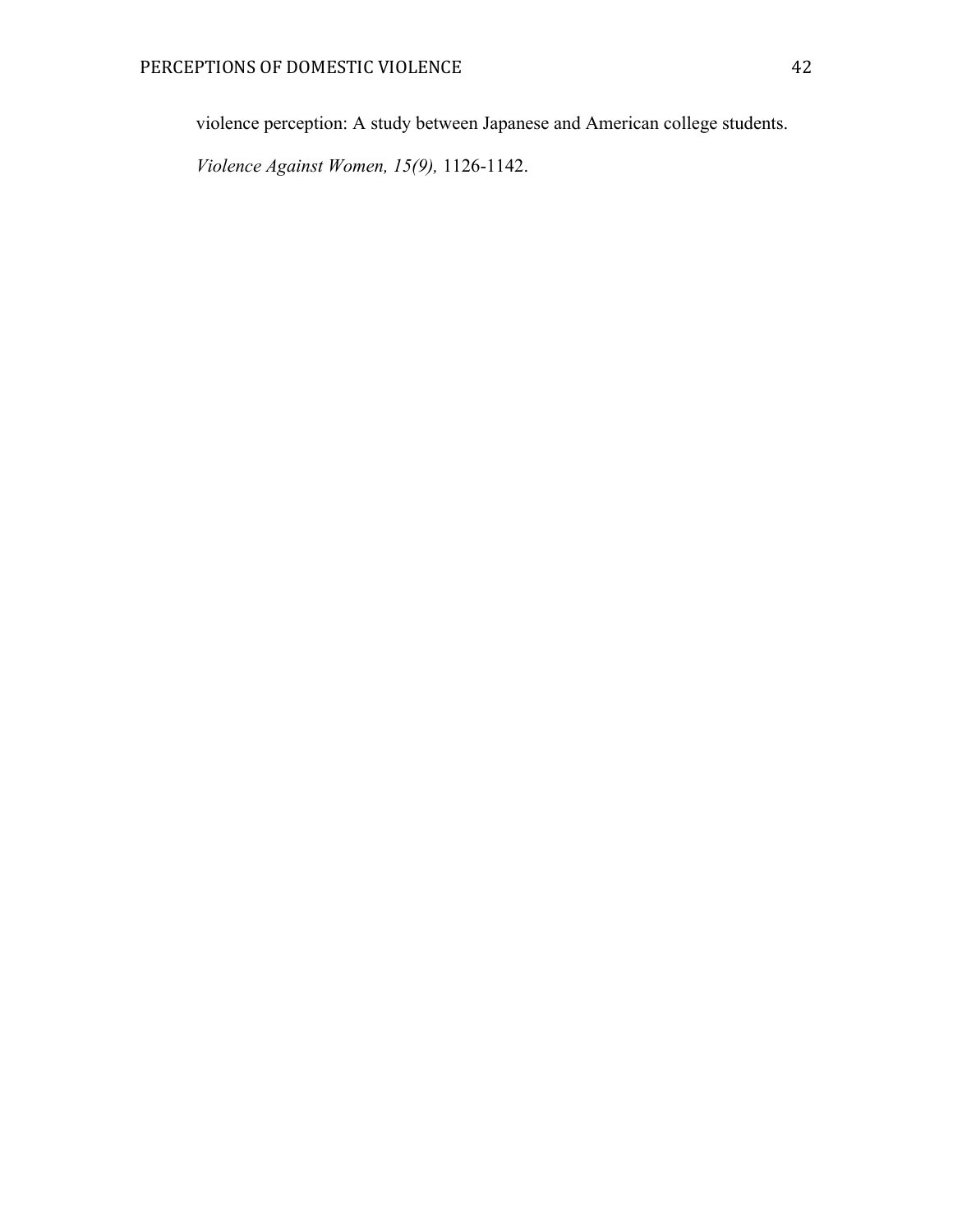violence perception: A study between Japanese and American college students. *Violence Against Women, 15(9),* 1126-1142.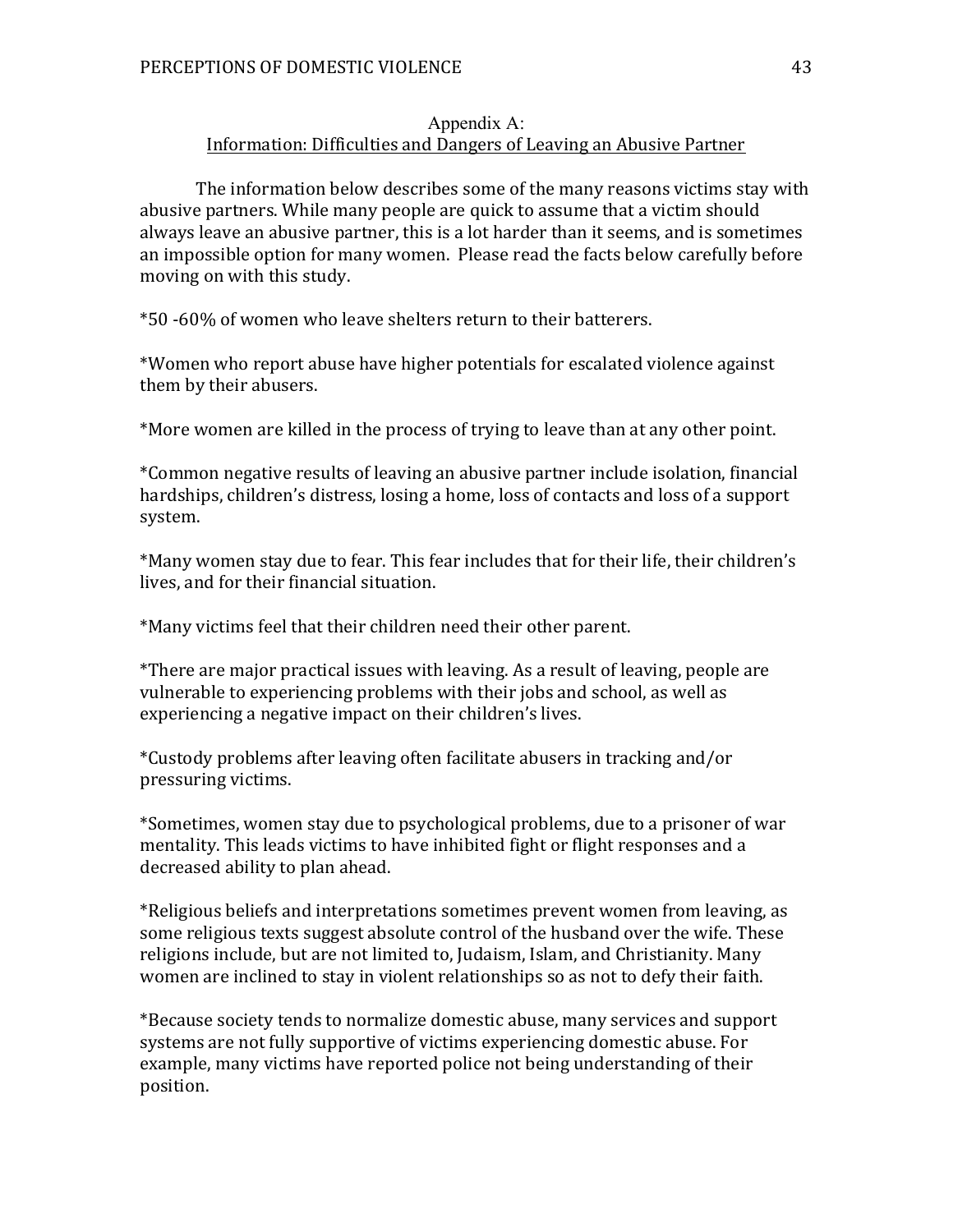## Appendix A:
## Information: Difficulties and Dangers of Leaving an Abusive Partner

The information below describes some of the many reasons victims stay with abusive partners. While many people are quick to assume that a victim should always leave an abusive partner, this is a lot harder than it seems, and is sometimes an impossible option for many women. Please read the facts below carefully before moving on with this study.

*50 -60% of women who leave shelters return to their batterers.

*Women who report abuse have higher potentials for escalated violence against them by their abusers.

*More women are killed in the process of trying to leave than at any other point.

*Common negative results of leaving an abusive partner include isolation, financial hardships, children's distress, losing a home, loss of contacts and loss of a support system.

*Many women stay due to fear. This fear includes that for their life, their children's lives, and for their financial situation.

*Many victims feel that their children need their other parent.

*There are major practical issues with leaving. As a result of leaving, people are vulnerable to experiencing problems with their jobs and school, as well as experiencing a negative impact on their children's lives.

*Custody problems after leaving often facilitate abusers in tracking and/or pressuring victims.

*Sometimes, women stay due to psychological problems, due to a prisoner of war mentality. This leads victims to have inhibited fight or flight responses and a decreased ability to plan ahead.

*Religious beliefs and interpretations sometimes prevent women from leaving, as some religious texts suggest absolute control of the husband over the wife. These religions include, but are not limited to, Judaism, Islam, and Christianity. Many women are inclined to stay in violent relationships so as not to defy their faith.

*Because society tends to normalize domestic abuse, many services and support systems are not fully supportive of victims experiencing domestic abuse. For example, many victims have reported police not being understanding of their position.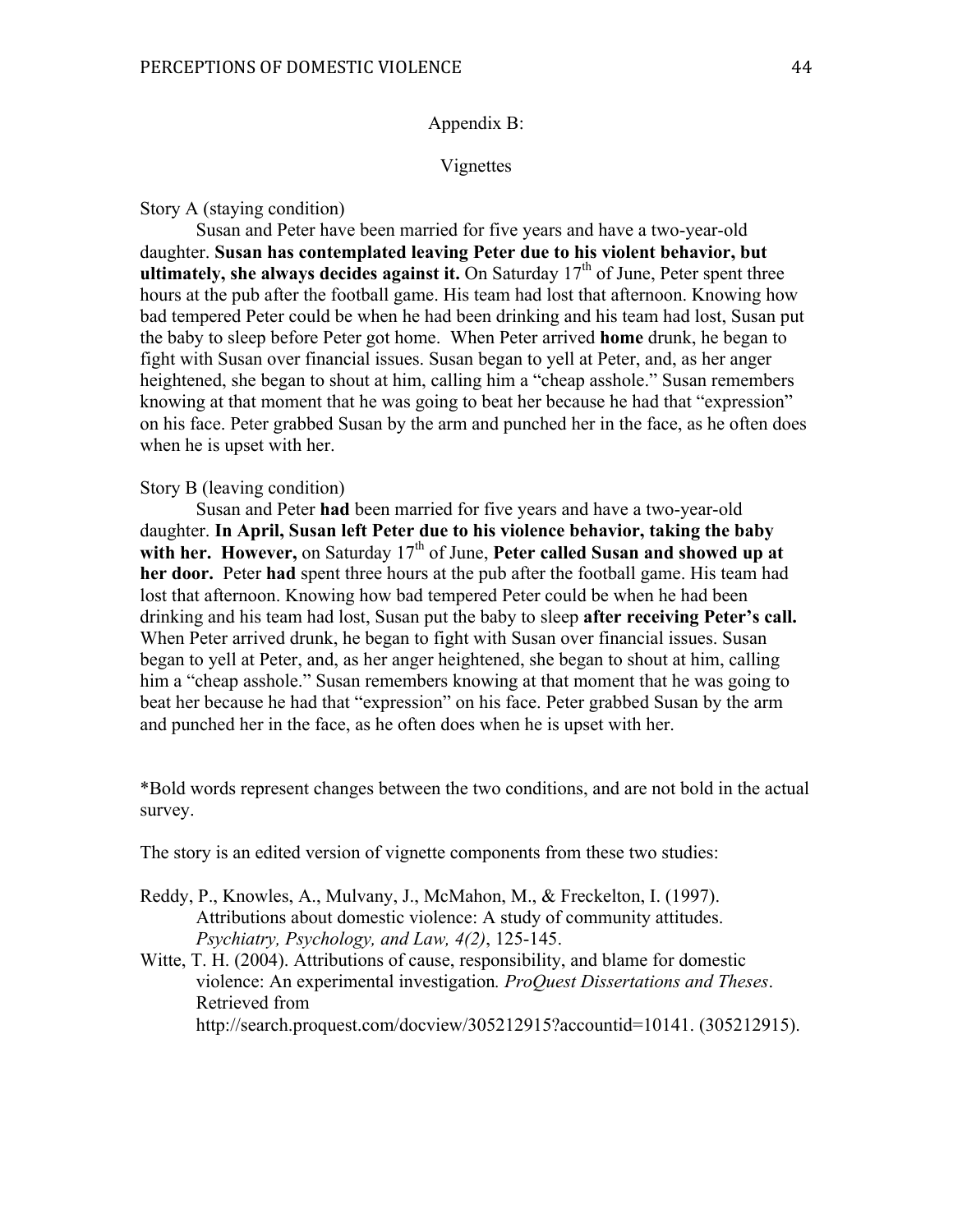## Appendix B:

## Vignettes

Story A (staying condition)

Susan and Peter have been married for five years and have a two-year-old daughter. **Susan has contemplated leaving Peter due to his violent behavior, but ultimately, she always decides against it.** On Saturday 17th of June, Peter spent three hours at the pub after the football game. His team had lost that afternoon. Knowing how bad tempered Peter could be when he had been drinking and his team had lost, Susan put the baby to sleep before Peter got home. When Peter arrived **home** drunk, he began to fight with Susan over financial issues. Susan began to yell at Peter, and, as her anger heightened, she began to shout at him, calling him a "cheap asshole." Susan remembers knowing at that moment that he was going to beat her because he had that "expression" on his face. Peter grabbed Susan by the arm and punched her in the face, as he often does when he is upset with her.

Story B (leaving condition)

Susan and Peter **had** been married for five years and have a two-year-old daughter. **In April, Susan left Peter due to his violence behavior, taking the baby with her. However,** on Saturday 17th of June, **Peter called Susan and showed up at her door.** Peter **had** spent three hours at the pub after the football game. His team had lost that afternoon. Knowing how bad tempered Peter could be when he had been drinking and his team had lost, Susan put the baby to sleep **after receiving Peter's call.** When Peter arrived drunk, he began to fight with Susan over financial issues. Susan began to yell at Peter, and, as her anger heightened, she began to shout at him, calling him a "cheap asshole." Susan remembers knowing at that moment that he was going to beat her because he had that "expression" on his face. Peter grabbed Susan by the arm and punched her in the face, as he often does when he is upset with her.

*Bold words represent changes between the two conditions, and are not bold in the actual survey.

The story is an edited version of vignette components from these two studies:

Reddy, P., Knowles, A., Mulvany, J., McMahon, M., & Freckelton, I. (1997). Attributions about domestic violence: A study of community attitudes. *Psychiatry, Psychology, and Law, 4(2)*, 125-145.

Witte, T. H. (2004). Attributions of cause, responsibility, and blame for domestic violence: An experimental investigation. *ProQuest Dissertations and Theses*. Retrieved from http://search.proquest.com/docview/305212915?accountid=10141. (305212915).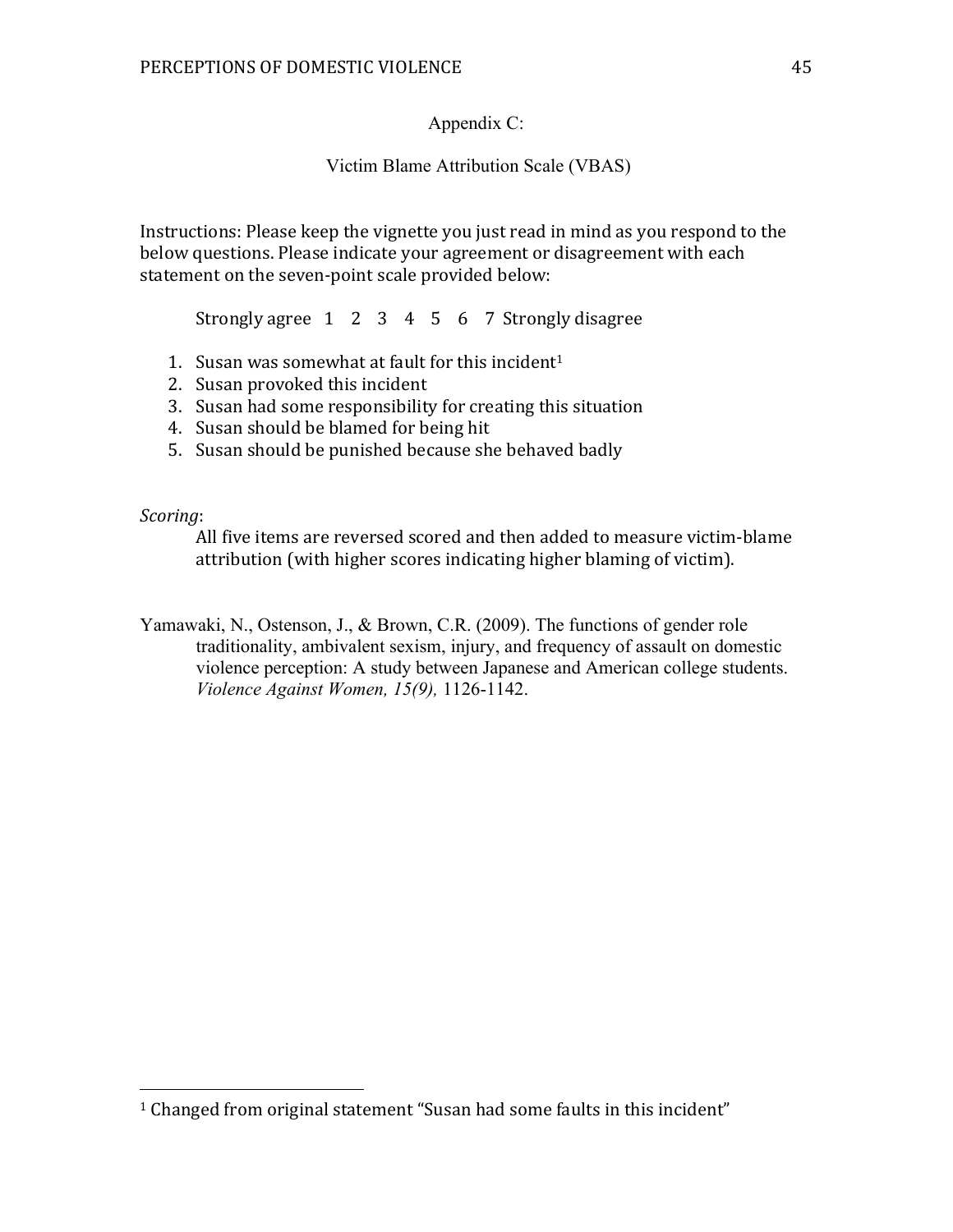## Appendix C:

## Victim Blame Attribution Scale (VBAS)

Instructions: Please keep the vignette you just read in mind as you respond to the below questions. Please indicate your agreement or disagreement with each statement on the seven-point scale provided below:

Strongly agree 1 2 3 4 5 6 7 Strongly disagree

1. Susan was somewhat at fault for this incident[1]
2. Susan provoked this incident
3. Susan had some responsibility for creating this situation
4. Susan should be blamed for being hit
5. Susan should be punished because she behaved badly

*Scoring*:

All five items are reversed scored and then added to measure victim-blame attribution (with higher scores indicating higher blaming of victim).

Yamawaki, N., Ostenson, J., & Brown, C.R. (2009). The functions of gender role traditionality, ambivalent sexism, injury, and frequency of assault on domestic violence perception: A study between Japanese and American college students. *Violence Against Women, 15(9),* 1126-1142.

[1] Changed from original statement "Susan had some faults in this incident"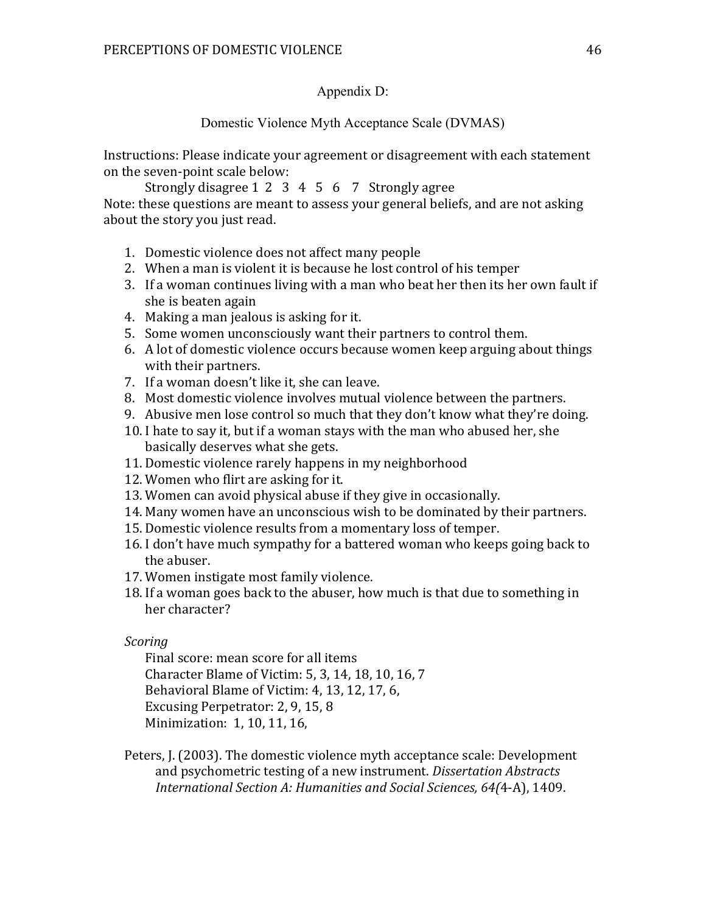## Appendix D:

## Domestic Violence Myth Acceptance Scale (DVMAS)

Instructions: Please indicate your agreement or disagreement with each statement on the seven-point scale below:

Strongly disagree 1 2 3 4 5 6 7 Strongly agree

Note: these questions are meant to assess your general beliefs, and are not asking about the story you just read.

1. Domestic violence does not affect many people
2. When a man is violent it is because he lost control of his temper
3. If a woman continues living with a man who beat her then its her own fault if she is beaten again
4. Making a man jealous is asking for it.
5. Some women unconsciously want their partners to control them.
6. A lot of domestic violence occurs because women keep arguing about things with their partners.
7. If a woman doesn't like it, she can leave.
8. Most domestic violence involves mutual violence between the partners.
9. Abusive men lose control so much that they don't know what they're doing.
10. I hate to say it, but if a woman stays with the man who abused her, she basically deserves what she gets.
11. Domestic violence rarely happens in my neighborhood
12. Women who flirt are asking for it.
13. Women can avoid physical abuse if they give in occasionally.
14. Many women have an unconscious wish to be dominated by their partners.
15. Domestic violence results from a momentary loss of temper.
16. I don't have much sympathy for a battered woman who keeps going back to the abuser.
17. Women instigate most family violence.
18. If a woman goes back to the abuser, how much is that due to something in her character?

*Scoring*

Final score: mean score for all items
Character Blame of Victim: 5, 3, 14, 18, 10, 16, 7
Behavioral Blame of Victim: 4, 13, 12, 17, 6,
Excusing Perpetrator: 2, 9, 15, 8
Minimization: 1, 10, 11, 16,

Peters, J. (2003). The domestic violence myth acceptance scale: Development and psychometric testing of a new instrument. *Dissertation Abstracts International Section A: Humanities and Social Sciences, 64(*4-A), 1409.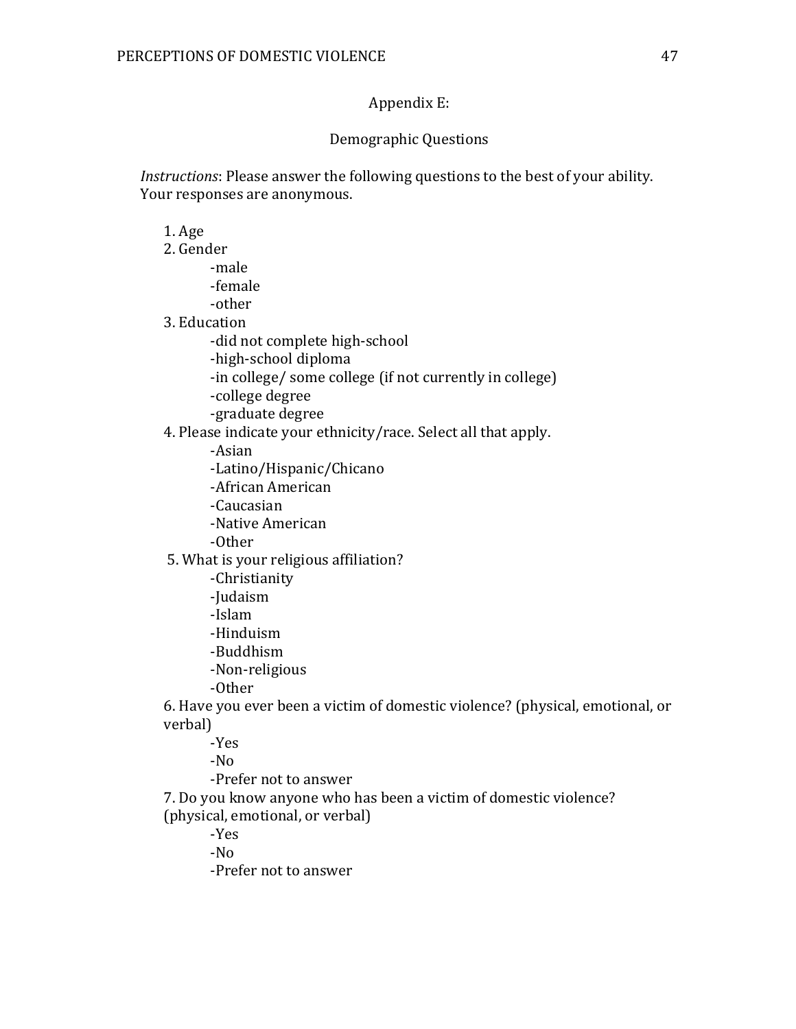## Appendix E:

## Demographic Questions

*Instructions*: Please answer the following questions to the best of your ability. Your responses are anonymous.

1. Age
2. Gender
   - -male
   - -female
   - -other
3. Education
   - -did not complete high-school
   - -high-school diploma
   - -in college/ some college (if not currently in college)
   - -college degree
   - -graduate degree
4. Please indicate your ethnicity/race. Select all that apply.
   - -Asian
   - -Latino/Hispanic/Chicano
   - -African American
   - -Caucasian
   - -Native American
   - -Other
5. What is your religious affiliation?
   - -Christianity
   - -Judaism
   - -Islam
   - -Hinduism
   - -Buddhism
   - -Non-religious
   - -Other
6. Have you ever been a victim of domestic violence? (physical, emotional, or verbal)
   - -Yes
   - -No
   - -Prefer not to answer
7. Do you know anyone who has been a victim of domestic violence? (physical, emotional, or verbal)
   - -Yes
   - -No
   - -Prefer not to answer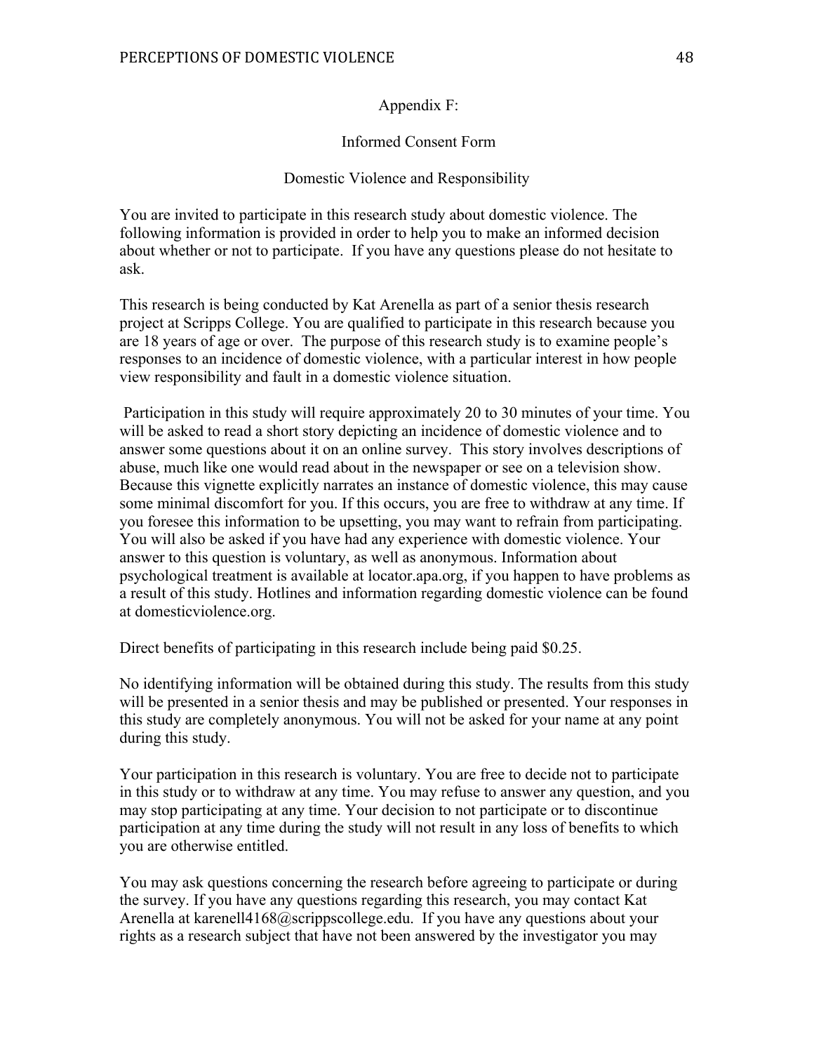Appendix F:

Informed Consent Form

Domestic Violence and Responsibility

You are invited to participate in this research study about domestic violence. The following information is provided in order to help you to make an informed decision about whether or not to participate. If you have any questions please do not hesitate to ask.

This research is being conducted by Kat Arenella as part of a senior thesis research project at Scripps College. You are qualified to participate in this research because you are 18 years of age or over. The purpose of this research study is to examine people's responses to an incidence of domestic violence, with a particular interest in how people view responsibility and fault in a domestic violence situation.

Participation in this study will require approximately 20 to 30 minutes of your time. You will be asked to read a short story depicting an incidence of domestic violence and to answer some questions about it on an online survey. This story involves descriptions of abuse, much like one would read about in the newspaper or see on a television show. Because this vignette explicitly narrates an instance of domestic violence, this may cause some minimal discomfort for you. If this occurs, you are free to withdraw at any time. If you foresee this information to be upsetting, you may want to refrain from participating. You will also be asked if you have had any experience with domestic violence. Your answer to this question is voluntary, as well as anonymous. Information about psychological treatment is available at locator.apa.org, if you happen to have problems as a result of this study. Hotlines and information regarding domestic violence can be found at domesticviolence.org.

Direct benefits of participating in this research include being paid $0.25.

No identifying information will be obtained during this study. The results from this study will be presented in a senior thesis and may be published or presented. Your responses in this study are completely anonymous. You will not be asked for your name at any point during this study.

Your participation in this research is voluntary. You are free to decide not to participate in this study or to withdraw at any time. You may refuse to answer any question, and you may stop participating at any time. Your decision to not participate or to discontinue participation at any time during the study will not result in any loss of benefits to which you are otherwise entitled.

You may ask questions concerning the research before agreeing to participate or during the survey. If you have any questions regarding this research, you may contact Kat Arenella at karenell4168@scrippscollege.edu. If you have any questions about your rights as a research subject that have not been answered by the investigator you may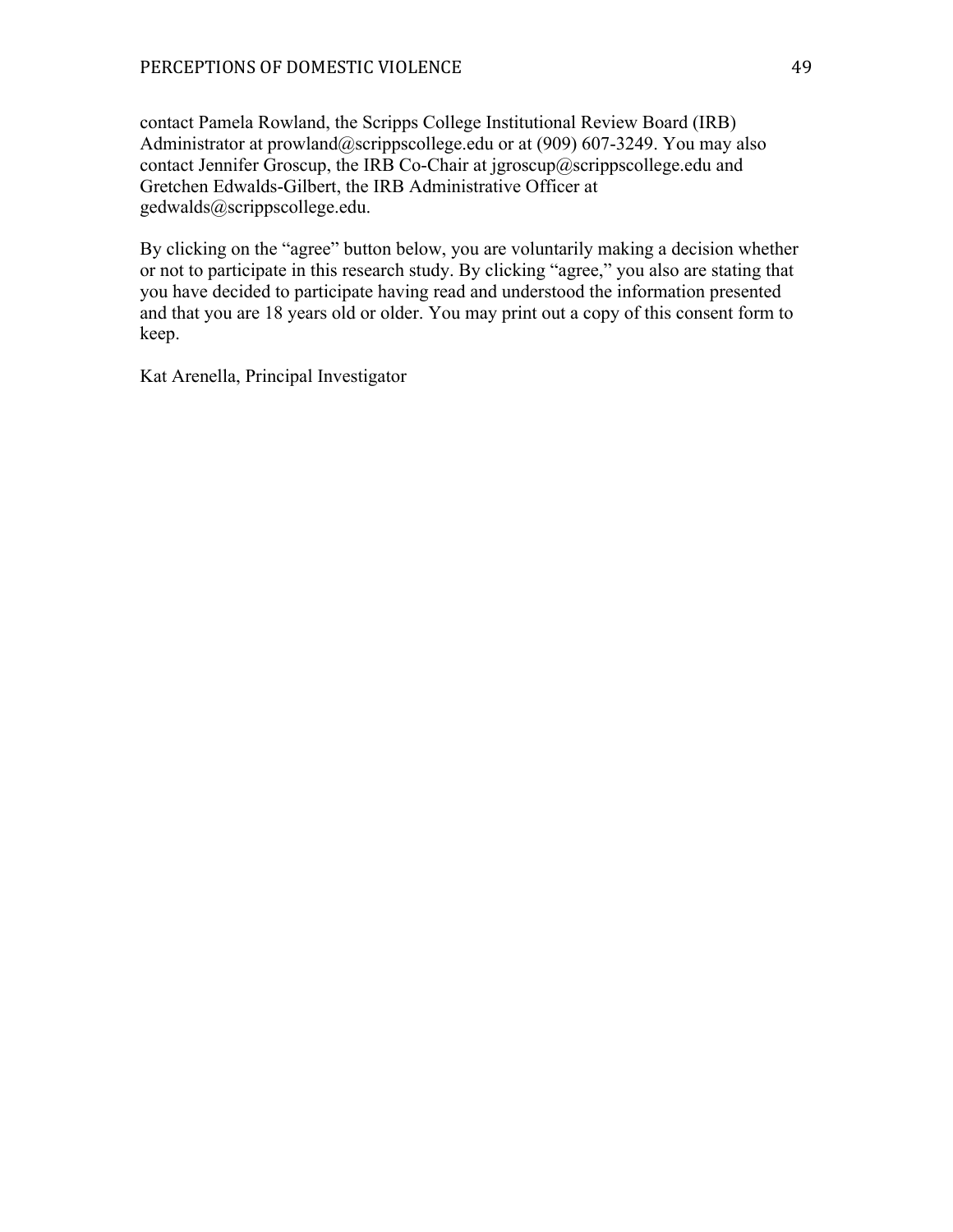contact Pamela Rowland, the Scripps College Institutional Review Board (IRB) Administrator at prowland@scrippscollege.edu or at (909) 607-3249. You may also contact Jennifer Groscup, the IRB Co-Chair at jgroscup@scrippscollege.edu and Gretchen Edwalds-Gilbert, the IRB Administrative Officer at gedwalds@scrippscollege.edu.

By clicking on the "agree" button below, you are voluntarily making a decision whether or not to participate in this research study. By clicking "agree," you also are stating that you have decided to participate having read and understood the information presented and that you are 18 years old or older. You may print out a copy of this consent form to keep.

Kat Arenella, Principal Investigator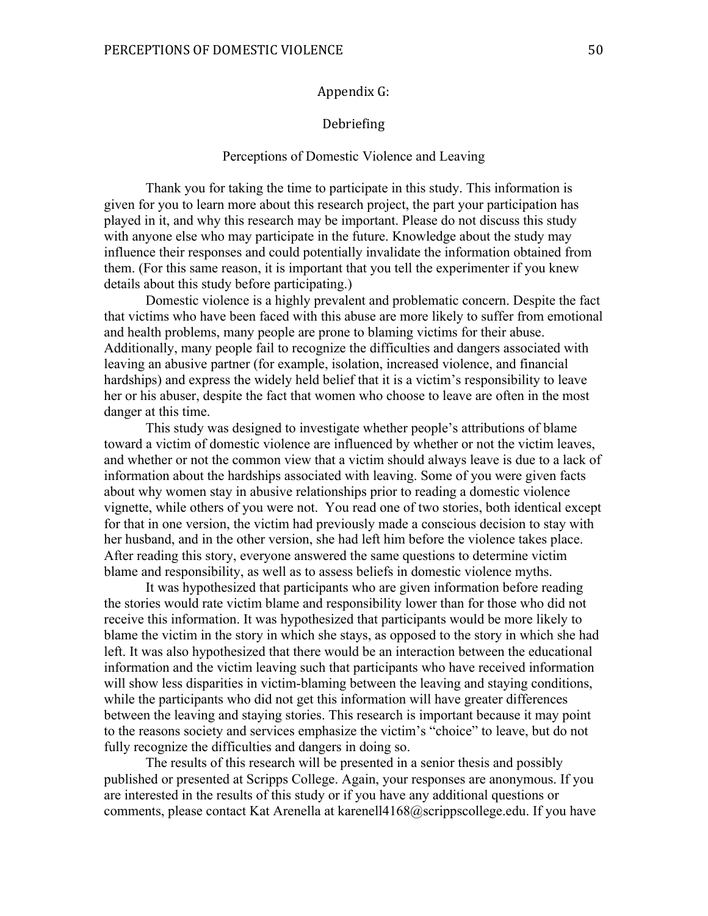## Appendix G:

## Debriefing

### Perceptions of Domestic Violence and Leaving

Thank you for taking the time to participate in this study. This information is given for you to learn more about this research project, the part your participation has played in it, and why this research may be important. Please do not discuss this study with anyone else who may participate in the future. Knowledge about the study may influence their responses and could potentially invalidate the information obtained from them. (For this same reason, it is important that you tell the experimenter if you knew details about this study before participating.)

Domestic violence is a highly prevalent and problematic concern. Despite the fact that victims who have been faced with this abuse are more likely to suffer from emotional and health problems, many people are prone to blaming victims for their abuse. Additionally, many people fail to recognize the difficulties and dangers associated with leaving an abusive partner (for example, isolation, increased violence, and financial hardships) and express the widely held belief that it is a victim's responsibility to leave her or his abuser, despite the fact that women who choose to leave are often in the most danger at this time.

This study was designed to investigate whether people's attributions of blame toward a victim of domestic violence are influenced by whether or not the victim leaves, and whether or not the common view that a victim should always leave is due to a lack of information about the hardships associated with leaving. Some of you were given facts about why women stay in abusive relationships prior to reading a domestic violence vignette, while others of you were not. You read one of two stories, both identical except for that in one version, the victim had previously made a conscious decision to stay with her husband, and in the other version, she had left him before the violence takes place. After reading this story, everyone answered the same questions to determine victim blame and responsibility, as well as to assess beliefs in domestic violence myths.

It was hypothesized that participants who are given information before reading the stories would rate victim blame and responsibility lower than for those who did not receive this information. It was hypothesized that participants would be more likely to blame the victim in the story in which she stays, as opposed to the story in which she had left. It was also hypothesized that there would be an interaction between the educational information and the victim leaving such that participants who have received information will show less disparities in victim-blaming between the leaving and staying conditions, while the participants who did not get this information will have greater differences between the leaving and staying stories. This research is important because it may point to the reasons society and services emphasize the victim's "choice" to leave, but do not fully recognize the difficulties and dangers in doing so.

The results of this research will be presented in a senior thesis and possibly published or presented at Scripps College. Again, your responses are anonymous. If you are interested in the results of this study or if you have any additional questions or comments, please contact Kat Arenella at karenell4168@scrippscollege.edu. If you have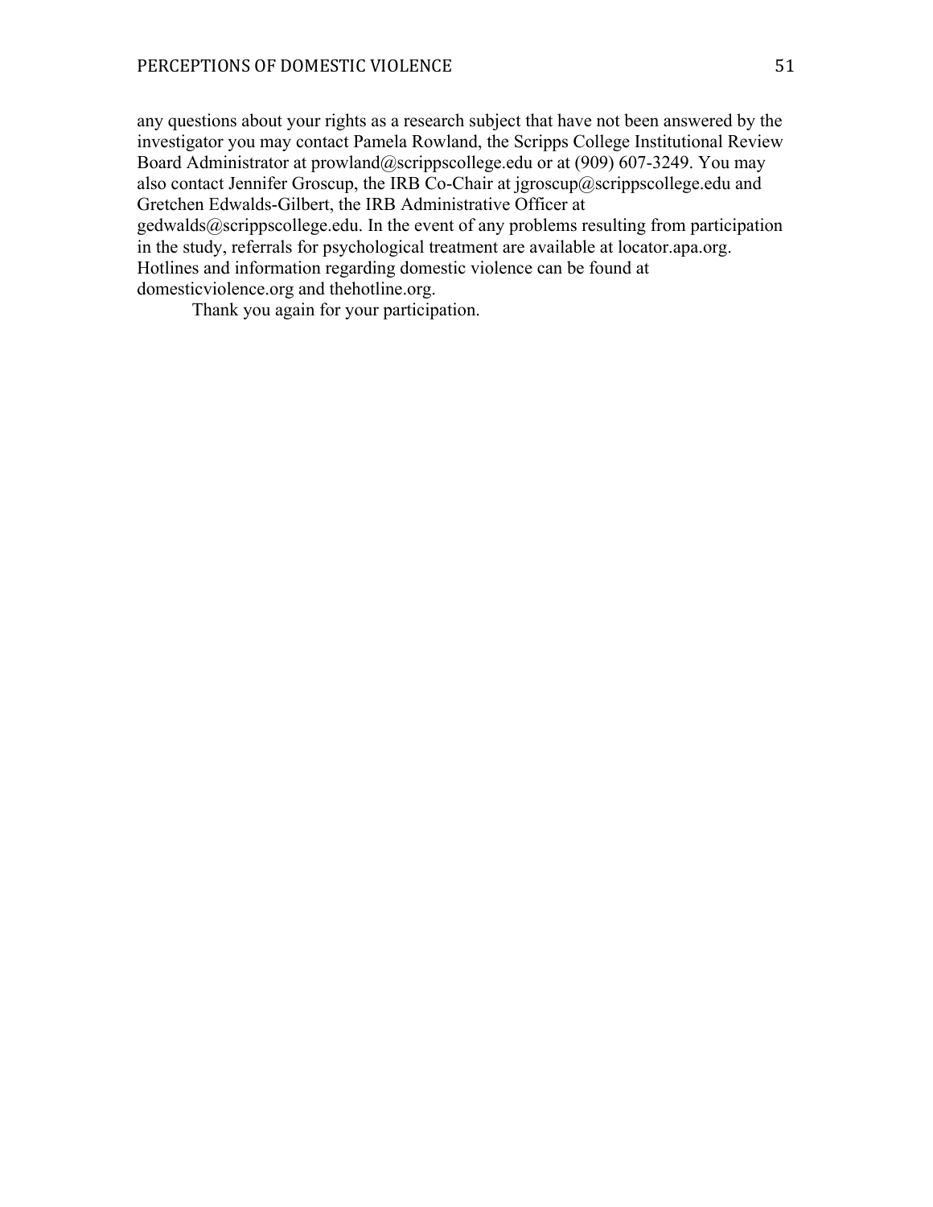any questions about your rights as a research subject that have not been answered by the investigator you may contact Pamela Rowland, the Scripps College Institutional Review Board Administrator at prowland@scrippscollege.edu or at (909) 607-3249. You may also contact Jennifer Groscup, the IRB Co-Chair at jgroscup@scrippscollege.edu and Gretchen Edwalds-Gilbert, the IRB Administrative Officer at gedwalds@scrippscollege.edu. In the event of any problems resulting from participation in the study, referrals for psychological treatment are available at locator.apa.org. Hotlines and information regarding domestic violence can be found at domesticviolence.org and thehotline.org.

Thank you again for your participation.